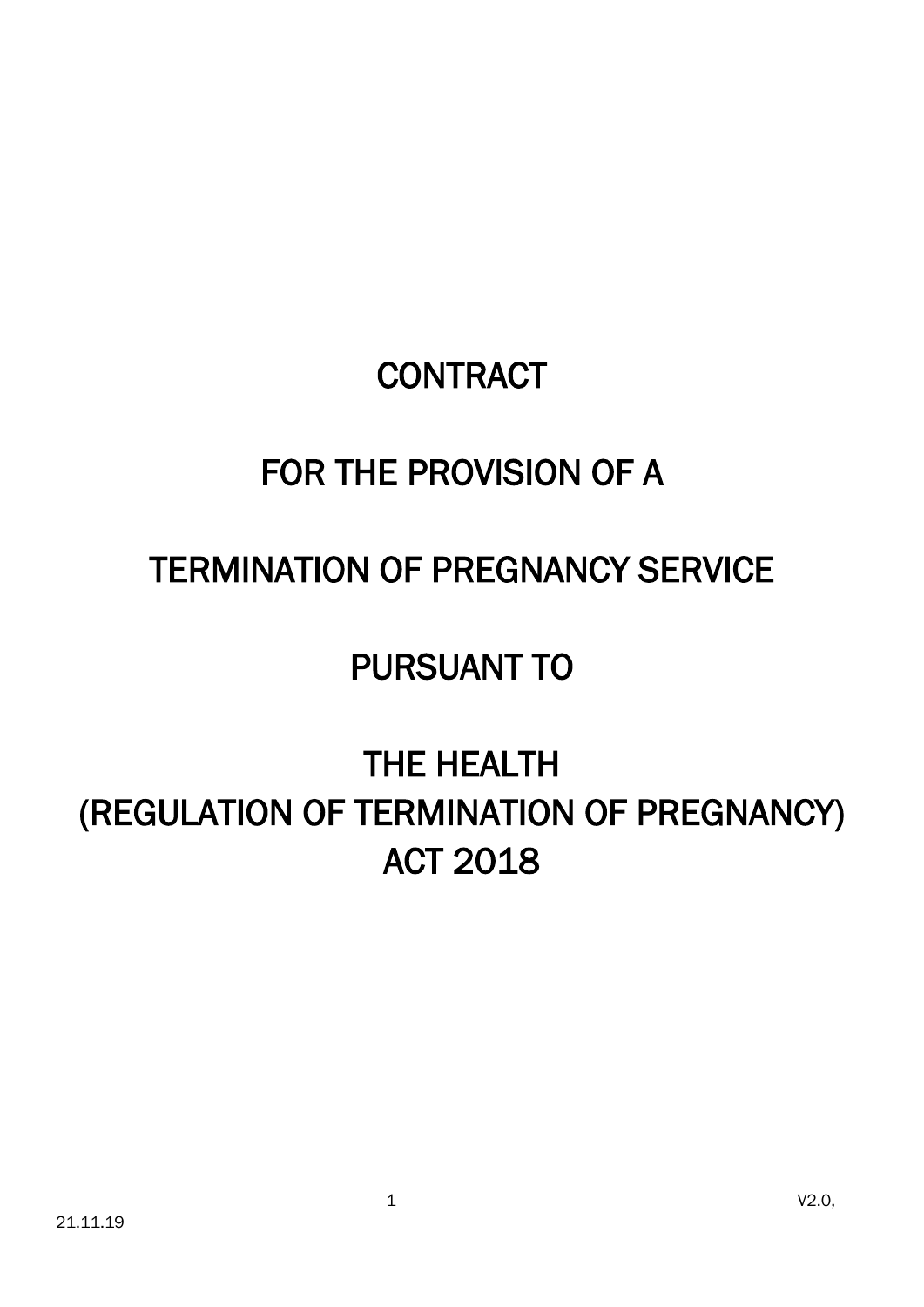# CONTRACT

# FOR THE PROVISION OF A

# TERMINATION OF PREGNANCY SERVICE

# PURSUANT TO

# THE HEALTH (REGULATION OF TERMINATION OF PREGNANCY) ACT 2018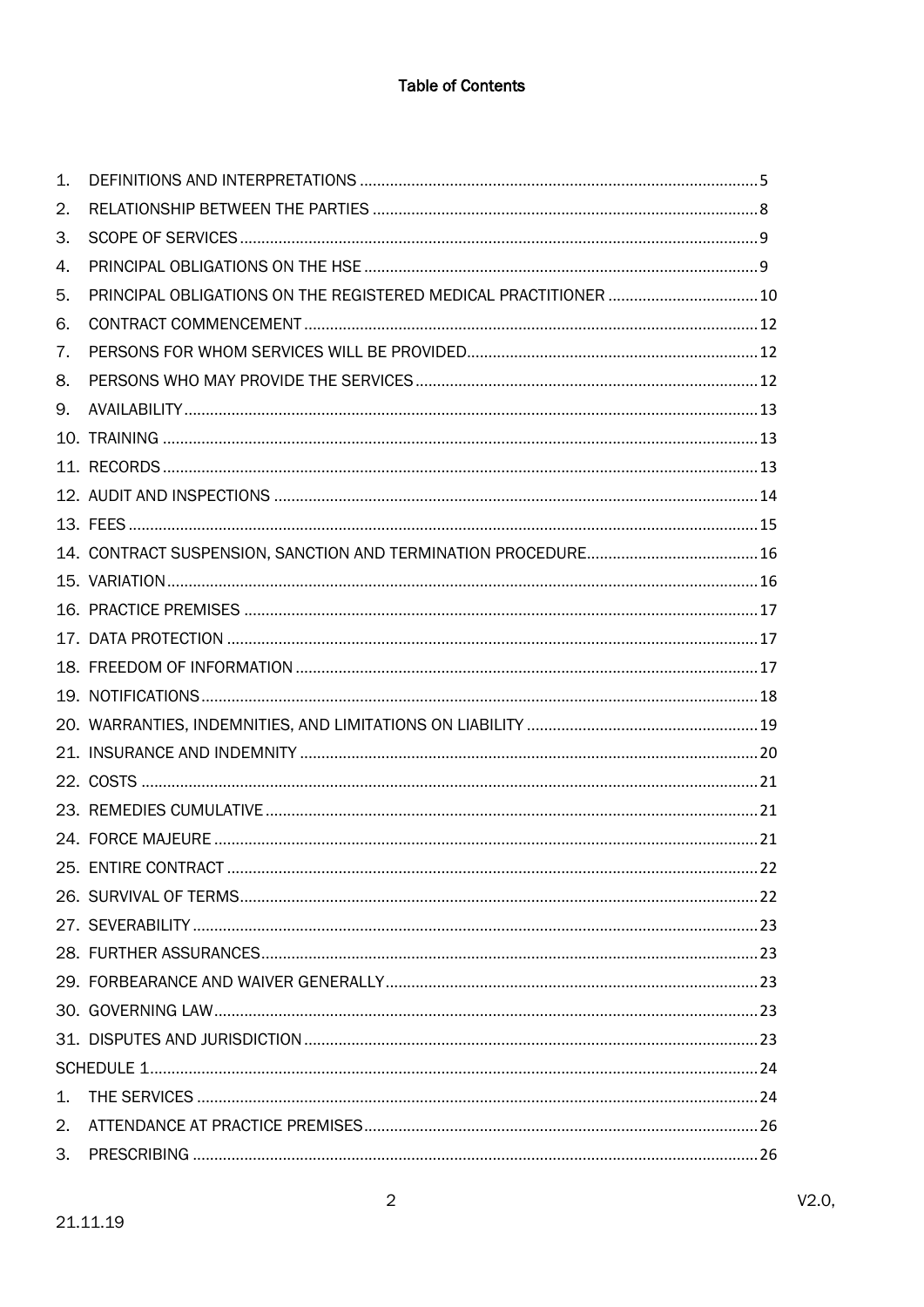# Table of Contents

1. DEFINITIONS AND INTERPRETATIONS ........................................................................................ 5
2. RELATIONSHIP BETWEEN THE PARTIES ...................................................................................... 8
3. SCOPE OF SERVICES ....................................................................................................................... 9
4. PRINCIPAL OBLIGATIONS ON THE HSE ........................................................................................ 9
5. PRINCIPAL OBLIGATIONS ON THE REGISTERED MEDICAL PRACTITIONER ................................ 10
6. CONTRACT COMMENCEMENT ....................................................................................................... 12
7. PERSONS FOR WHOM SERVICES WILL BE PROVIDED.................................................................. 12
8. PERSONS WHO MAY PROVIDE THE SERVICES .............................................................................. 12
9. AVAILABILITY ................................................................................................................................... 13
10. TRAINING ........................................................................................................................................ 13
11. RECORDS ........................................................................................................................................ 13
12. AUDIT AND INSPECTIONS .............................................................................................................. 14
13. FEES ................................................................................................................................................ 15
14. CONTRACT SUSPENSION, SANCTION AND TERMINATION PROCEDURE....................................... 16
15. VARIATION ....................................................................................................................................... 16
16. PRACTICE PREMISES ..................................................................................................................... 17
17. DATA PROTECTION ......................................................................................................................... 17
18. FREEDOM OF INFORMATION ......................................................................................................... 17
19. NOTIFICATIONS ............................................................................................................................... 18
20. WARRANTIES, INDEMNITIES, AND LIMITATIONS ON LIABILITY ..................................................... 19
21. INSURANCE AND INDEMNITY ......................................................................................................... 20
22. COSTS ............................................................................................................................................. 21
23. REMEDIES CUMULATIVE ................................................................................................................. 21
24. FORCE MAJEURE ............................................................................................................................ 21
25. ENTIRE CONTRACT ......................................................................................................................... 22
26. SURVIVAL OF TERMS....................................................................................................................... 22
27. SEVERABILITY ................................................................................................................................. 23
28. FURTHER ASSURANCES.................................................................................................................. 23
29. FORBEARANCE AND WAIVER GENERALLY ..................................................................................... 23
30. GOVERNING LAW............................................................................................................................. 23
31. DISPUTES AND JURISDICTION ....................................................................................................... 23

SCHEDULE 1............................................................................................................................................ 24

1. THE SERVICES ................................................................................................................................. 24
2. ATTENDANCE AT PRACTICE PREMISES........................................................................................... 26
3. PRESCRIBING .................................................................................................................................. 26

V2.0, 21.11.19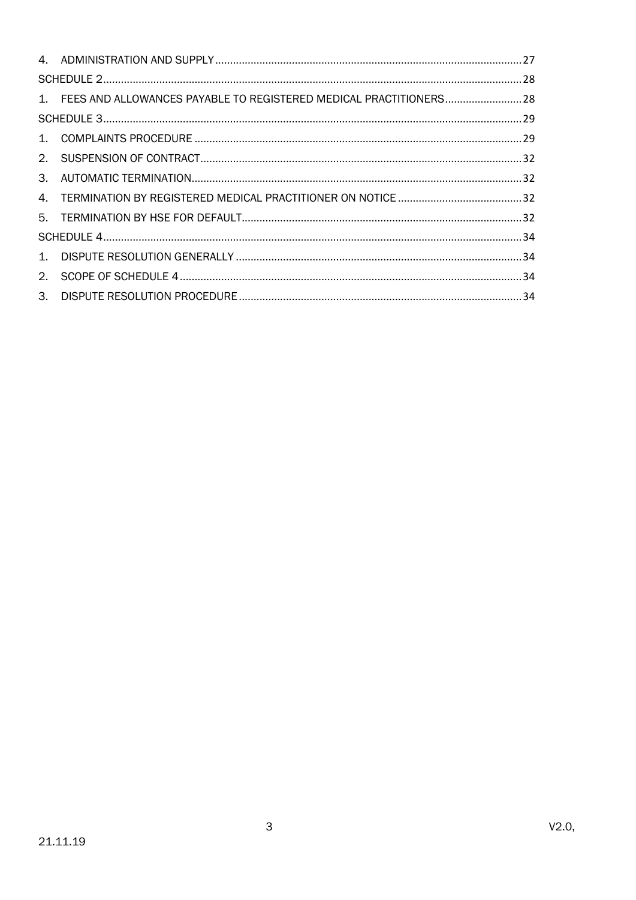4. ADMINISTRATION AND SUPPLY ........ 27

SCHEDULE 2 ........ 28

1. FEES AND ALLOWANCES PAYABLE TO REGISTERED MEDICAL PRACTITIONERS ........ 28

SCHEDULE 3 ........ 29

1. COMPLAINTS PROCEDURE ........ 29
2. SUSPENSION OF CONTRACT ........ 32
3. AUTOMATIC TERMINATION ........ 32
4. TERMINATION BY REGISTERED MEDICAL PRACTITIONER ON NOTICE ........ 32
5. TERMINATION BY HSE FOR DEFAULT ........ 32

SCHEDULE 4 ........ 34

1. DISPUTE RESOLUTION GENERALLY ........ 34
2. SCOPE OF SCHEDULE 4 ........ 34
3. DISPUTE RESOLUTION PROCEDURE ........ 34

V2.0,

21.11.19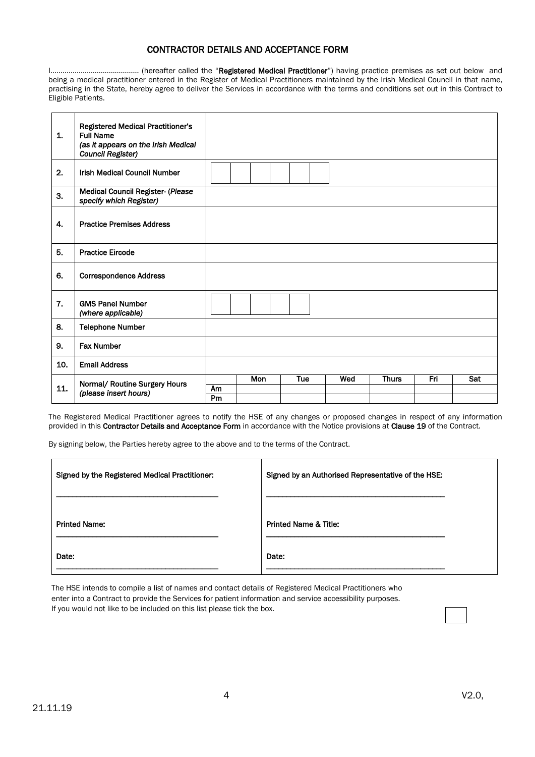## CONTRACTOR DETAILS AND ACCEPTANCE FORM

I……………………………………. (hereafter called the "**Registered Medical Practitioner**") having practice premises as set out below and being a medical practitioner entered in the Register of Medical Practitioners maintained by the Irish Medical Council in that name, practising in the State, hereby agree to deliver the Services in accordance with the terms and conditions set out in this Contract to Eligible Patients.

| | | | | | | | | |
|---|---|---|---|---|---|---|---|---|
| 1. | **Registered Medical Practitioner's Full Name** *(as it appears on the Irish Medical Council Register)* | | | | | | | |
| 2. | **Irish Medical Council Number** | | | | | | | |
| 3. | **Medical Council Register-** *(Please specify which Register)* | | | | | | | |
| 4. | **Practice Premises Address** | | | | | | | |
| 5. | **Practice Eircode** | | | | | | | |
| 6. | **Correspondence Address** | | | | | | | |
| 7. | **GMS Panel Number** *(where applicable)* | | | | | | | |
| 8. | **Telephone Number** | | | | | | | |
| 9. | **Fax Number** | | | | | | | |
| 10. | **Email Address** | | | | | | | |
| 11. | **Normal/ Routine Surgery Hours** *(please insert hours)* | | **Mon** | **Tue** | **Wed** | **Thurs** | **Fri** | **Sat** |
| | | **Am** | | | | | | |
| | | **Pm** | | | | | | |

The Registered Medical Practitioner agrees to notify the HSE of any changes or proposed changes in respect of any information provided in this **Contractor Details and Acceptance Form** in accordance with the Notice provisions at **Clause 19** of the Contract.

By signing below, the Parties hereby agree to the above and to the terms of the Contract.

| | |
|---|---|
| **Signed by the Registered Medical Practitioner:** ______________________ | **Signed by an Authorised Representative of the HSE:** ______________________ |
| **Printed Name:** ______________________ | **Printed Name & Title:** ______________________ |
| **Date:** ______________________ | **Date:** ______________________ |

The HSE intends to compile a list of names and contact details of Registered Medical Practitioners who enter into a Contract to provide the Services for patient information and service accessibility purposes. If you would not like to be included on this list please tick the box. ☐

V2.0, 21.11.19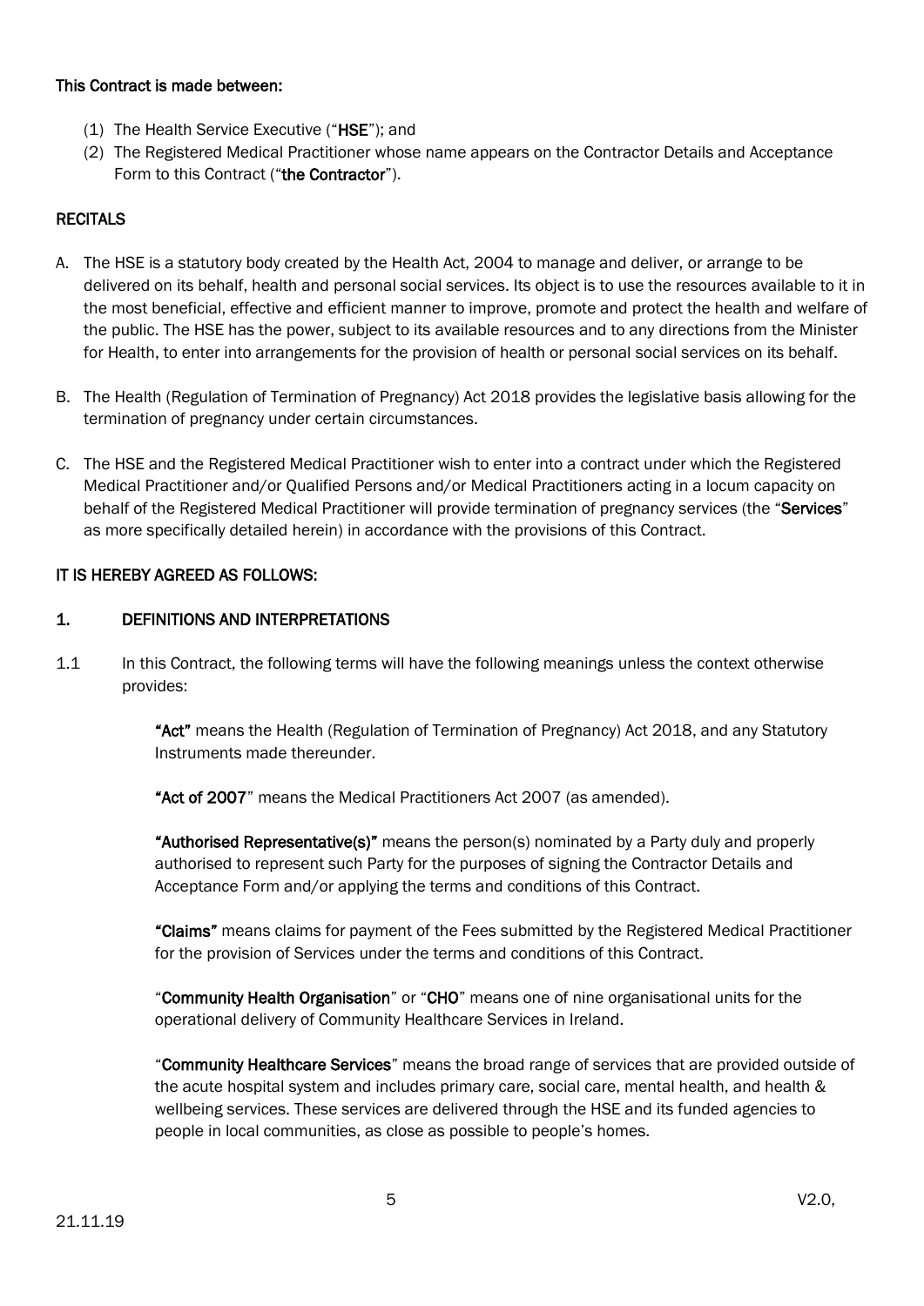**This Contract is made between:**

(1) The Health Service Executive ("**HSE**"); and
(2) The Registered Medical Practitioner whose name appears on the Contractor Details and Acceptance Form to this Contract ("**the Contractor**").

**RECITALS**

A. The HSE is a statutory body created by the Health Act, 2004 to manage and deliver, or arrange to be delivered on its behalf, health and personal social services. Its object is to use the resources available to it in the most beneficial, effective and efficient manner to improve, promote and protect the health and welfare of the public. The HSE has the power, subject to its available resources and to any directions from the Minister for Health, to enter into arrangements for the provision of health or personal social services on its behalf.

B. The Health (Regulation of Termination of Pregnancy) Act 2018 provides the legislative basis allowing for the termination of pregnancy under certain circumstances.

C. The HSE and the Registered Medical Practitioner wish to enter into a contract under which the Registered Medical Practitioner and/or Qualified Persons and/or Medical Practitioners acting in a locum capacity on behalf of the Registered Medical Practitioner will provide termination of pregnancy services (the "**Services**" as more specifically detailed herein) in accordance with the provisions of this Contract.

**IT IS HEREBY AGREED AS FOLLOWS:**

## 1. DEFINITIONS AND INTERPRETATIONS

1.1 In this Contract, the following terms will have the following meanings unless the context otherwise provides:

**"Act"** means the Health (Regulation of Termination of Pregnancy) Act 2018, and any Statutory Instruments made thereunder.

**"Act of 2007"** means the Medical Practitioners Act 2007 (as amended).

**"Authorised Representative(s)"** means the person(s) nominated by a Party duly and properly authorised to represent such Party for the purposes of signing the Contractor Details and Acceptance Form and/or applying the terms and conditions of this Contract.

**"Claims"** means claims for payment of the Fees submitted by the Registered Medical Practitioner for the provision of Services under the terms and conditions of this Contract.

"**Community Health Organisation**" or "**CHO**" means one of nine organisational units for the operational delivery of Community Healthcare Services in Ireland.

"**Community Healthcare Services**" means the broad range of services that are provided outside of the acute hospital system and includes primary care, social care, mental health, and health & wellbeing services. These services are delivered through the HSE and its funded agencies to people in local communities, as close as possible to people's homes.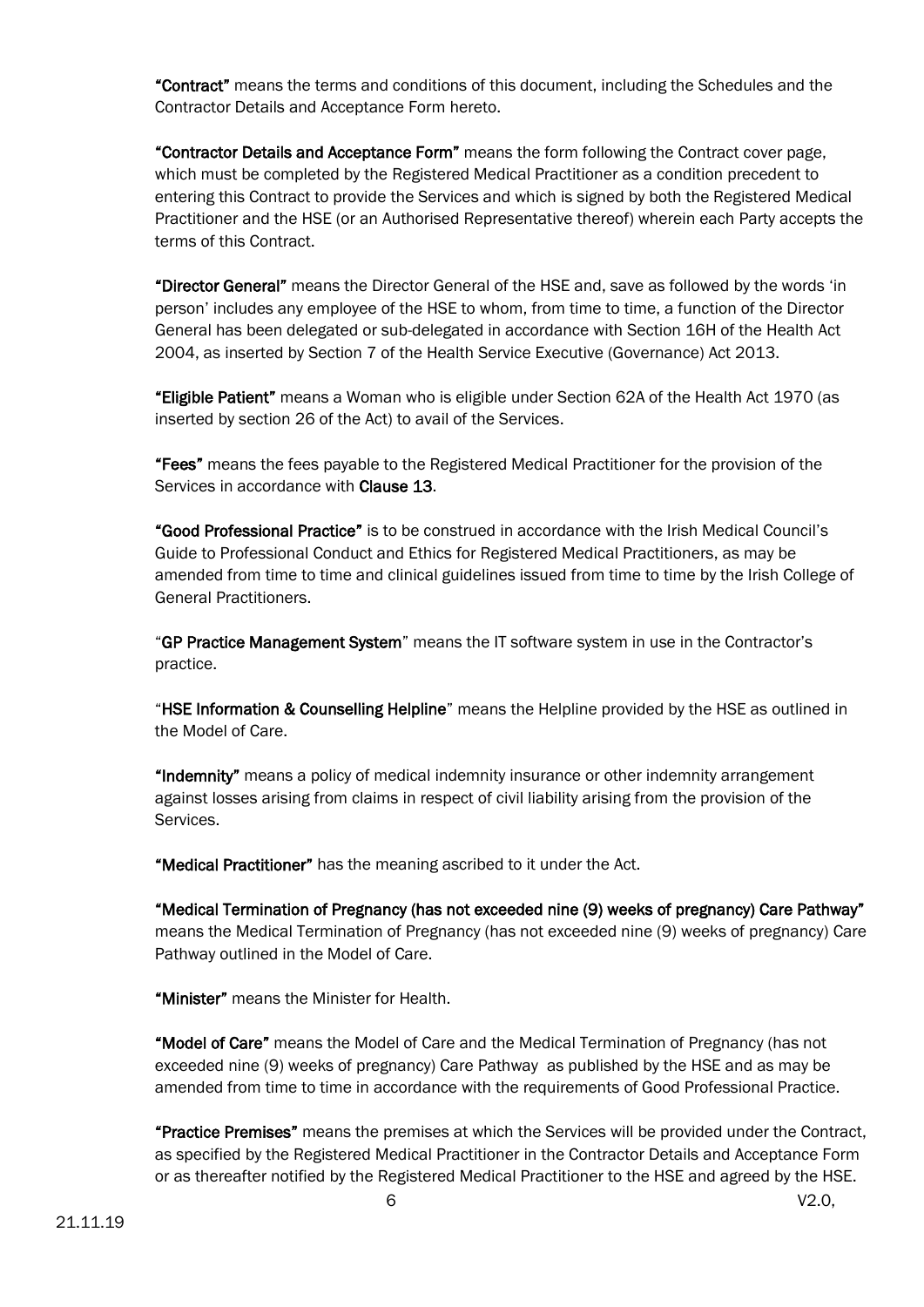**"Contract"** means the terms and conditions of this document, including the Schedules and the Contractor Details and Acceptance Form hereto.

**"Contractor Details and Acceptance Form"** means the form following the Contract cover page, which must be completed by the Registered Medical Practitioner as a condition precedent to entering this Contract to provide the Services and which is signed by both the Registered Medical Practitioner and the HSE (or an Authorised Representative thereof) wherein each Party accepts the terms of this Contract.

**"Director General"** means the Director General of the HSE and, save as followed by the words 'in person' includes any employee of the HSE to whom, from time to time, a function of the Director General has been delegated or sub-delegated in accordance with Section 16H of the Health Act 2004, as inserted by Section 7 of the Health Service Executive (Governance) Act 2013.

**"Eligible Patient"** means a Woman who is eligible under Section 62A of the Health Act 1970 (as inserted by section 26 of the Act) to avail of the Services.

**"Fees"** means the fees payable to the Registered Medical Practitioner for the provision of the Services in accordance with **Clause 13**.

**"Good Professional Practice"** is to be construed in accordance with the Irish Medical Council's Guide to Professional Conduct and Ethics for Registered Medical Practitioners, as may be amended from time to time and clinical guidelines issued from time to time by the Irish College of General Practitioners.

"**GP Practice Management System**" means the IT software system in use in the Contractor's practice.

"**HSE Information & Counselling Helpline**" means the Helpline provided by the HSE as outlined in the Model of Care.

**"Indemnity"** means a policy of medical indemnity insurance or other indemnity arrangement against losses arising from claims in respect of civil liability arising from the provision of the Services.

**"Medical Practitioner"** has the meaning ascribed to it under the Act.

**"Medical Termination of Pregnancy (has not exceeded nine (9) weeks of pregnancy) Care Pathway"** means the Medical Termination of Pregnancy (has not exceeded nine (9) weeks of pregnancy) Care Pathway outlined in the Model of Care.

**"Minister"** means the Minister for Health.

**"Model of Care"** means the Model of Care and the Medical Termination of Pregnancy (has not exceeded nine (9) weeks of pregnancy) Care Pathway as published by the HSE and as may be amended from time to time in accordance with the requirements of Good Professional Practice.

**"Practice Premises"** means the premises at which the Services will be provided under the Contract, as specified by the Registered Medical Practitioner in the Contractor Details and Acceptance Form or as thereafter notified by the Registered Medical Practitioner to the HSE and agreed by the HSE.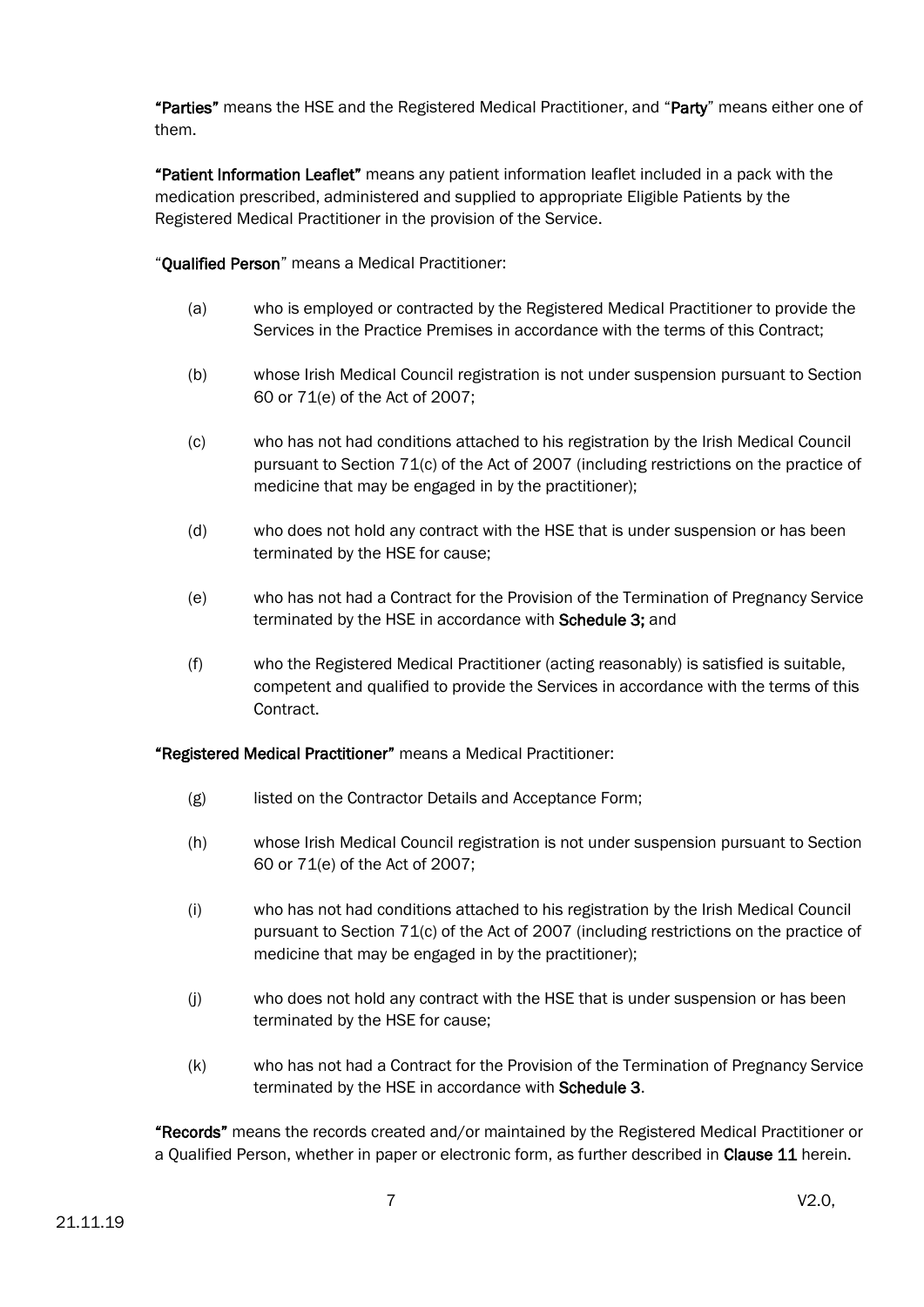**"Parties"** means the HSE and the Registered Medical Practitioner, and "**Party**" means either one of them.

**"Patient Information Leaflet"** means any patient information leaflet included in a pack with the medication prescribed, administered and supplied to appropriate Eligible Patients by the Registered Medical Practitioner in the provision of the Service.

"**Qualified Person**" means a Medical Practitioner:

(a) who is employed or contracted by the Registered Medical Practitioner to provide the Services in the Practice Premises in accordance with the terms of this Contract;

(b) whose Irish Medical Council registration is not under suspension pursuant to Section 60 or 71(e) of the Act of 2007;

(c) who has not had conditions attached to his registration by the Irish Medical Council pursuant to Section 71(c) of the Act of 2007 (including restrictions on the practice of medicine that may be engaged in by the practitioner);

(d) who does not hold any contract with the HSE that is under suspension or has been terminated by the HSE for cause;

(e) who has not had a Contract for the Provision of the Termination of Pregnancy Service terminated by the HSE in accordance with **Schedule 3;** and

(f) who the Registered Medical Practitioner (acting reasonably) is satisfied is suitable, competent and qualified to provide the Services in accordance with the terms of this Contract.

**"Registered Medical Practitioner"** means a Medical Practitioner:

(g) listed on the Contractor Details and Acceptance Form;

(h) whose Irish Medical Council registration is not under suspension pursuant to Section 60 or 71(e) of the Act of 2007;

(i) who has not had conditions attached to his registration by the Irish Medical Council pursuant to Section 71(c) of the Act of 2007 (including restrictions on the practice of medicine that may be engaged in by the practitioner);

(j) who does not hold any contract with the HSE that is under suspension or has been terminated by the HSE for cause;

(k) who has not had a Contract for the Provision of the Termination of Pregnancy Service terminated by the HSE in accordance with **Schedule 3**.

**"Records"** means the records created and/or maintained by the Registered Medical Practitioner or a Qualified Person, whether in paper or electronic form, as further described in **Clause 11** herein.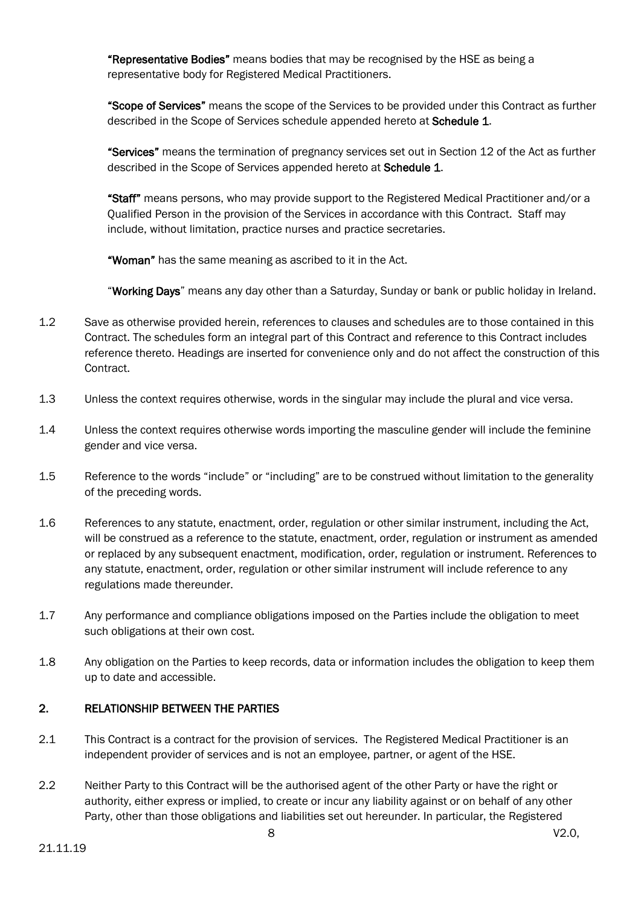**"Representative Bodies"** means bodies that may be recognised by the HSE as being a representative body for Registered Medical Practitioners.

**"Scope of Services"** means the scope of the Services to be provided under this Contract as further described in the Scope of Services schedule appended hereto at **Schedule 1**.

**"Services"** means the termination of pregnancy services set out in Section 12 of the Act as further described in the Scope of Services appended hereto at **Schedule 1**.

**"Staff"** means persons, who may provide support to the Registered Medical Practitioner and/or a Qualified Person in the provision of the Services in accordance with this Contract. Staff may include, without limitation, practice nurses and practice secretaries.

**"Woman"** has the same meaning as ascribed to it in the Act.

"**Working Days**" means any day other than a Saturday, Sunday or bank or public holiday in Ireland.

1.2 Save as otherwise provided herein, references to clauses and schedules are to those contained in this Contract. The schedules form an integral part of this Contract and reference to this Contract includes reference thereto. Headings are inserted for convenience only and do not affect the construction of this Contract.

1.3 Unless the context requires otherwise, words in the singular may include the plural and vice versa.

1.4 Unless the context requires otherwise words importing the masculine gender will include the feminine gender and vice versa.

1.5 Reference to the words "include" or "including" are to be construed without limitation to the generality of the preceding words.

1.6 References to any statute, enactment, order, regulation or other similar instrument, including the Act, will be construed as a reference to the statute, enactment, order, regulation or instrument as amended or replaced by any subsequent enactment, modification, order, regulation or instrument. References to any statute, enactment, order, regulation or other similar instrument will include reference to any regulations made thereunder.

1.7 Any performance and compliance obligations imposed on the Parties include the obligation to meet such obligations at their own cost.

1.8 Any obligation on the Parties to keep records, data or information includes the obligation to keep them up to date and accessible.

## 2. RELATIONSHIP BETWEEN THE PARTIES

2.1 This Contract is a contract for the provision of services. The Registered Medical Practitioner is an independent provider of services and is not an employee, partner, or agent of the HSE.

2.2 Neither Party to this Contract will be the authorised agent of the other Party or have the right or authority, either express or implied, to create or incur any liability against or on behalf of any other Party, other than those obligations and liabilities set out hereunder. In particular, the Registered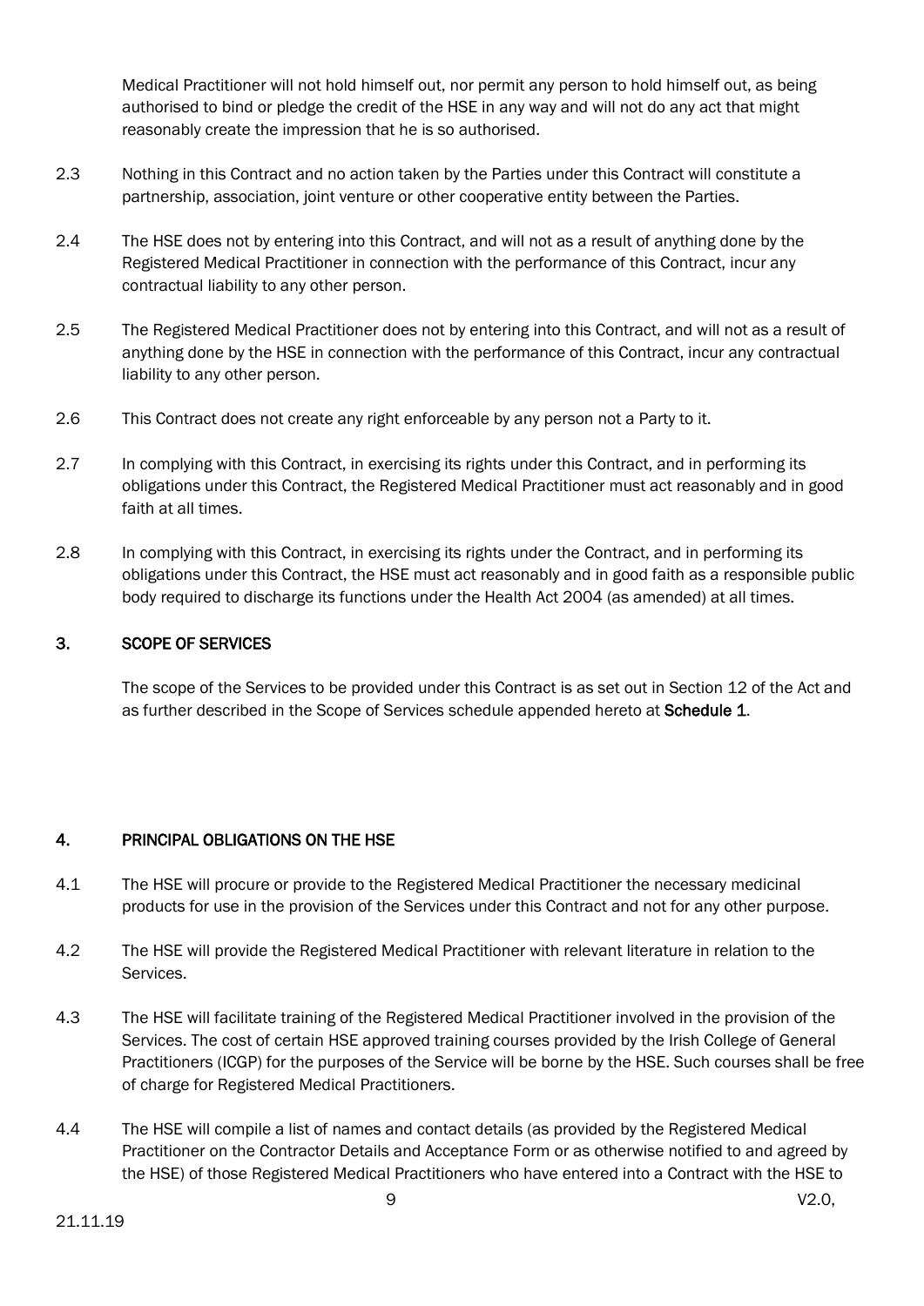Medical Practitioner will not hold himself out, nor permit any person to hold himself out, as being authorised to bind or pledge the credit of the HSE in any way and will not do any act that might reasonably create the impression that he is so authorised.

2.3 Nothing in this Contract and no action taken by the Parties under this Contract will constitute a partnership, association, joint venture or other cooperative entity between the Parties.

2.4 The HSE does not by entering into this Contract, and will not as a result of anything done by the Registered Medical Practitioner in connection with the performance of this Contract, incur any contractual liability to any other person.

2.5 The Registered Medical Practitioner does not by entering into this Contract, and will not as a result of anything done by the HSE in connection with the performance of this Contract, incur any contractual liability to any other person.

2.6 This Contract does not create any right enforceable by any person not a Party to it.

2.7 In complying with this Contract, in exercising its rights under this Contract, and in performing its obligations under this Contract, the Registered Medical Practitioner must act reasonably and in good faith at all times.

2.8 In complying with this Contract, in exercising its rights under the Contract, and in performing its obligations under this Contract, the HSE must act reasonably and in good faith as a responsible public body required to discharge its functions under the Health Act 2004 (as amended) at all times.

## 3. SCOPE OF SERVICES

The scope of the Services to be provided under this Contract is as set out in Section 12 of the Act and as further described in the Scope of Services schedule appended hereto at **Schedule 1**.

## 4. PRINCIPAL OBLIGATIONS ON THE HSE

4.1 The HSE will procure or provide to the Registered Medical Practitioner the necessary medicinal products for use in the provision of the Services under this Contract and not for any other purpose.

4.2 The HSE will provide the Registered Medical Practitioner with relevant literature in relation to the Services.

4.3 The HSE will facilitate training of the Registered Medical Practitioner involved in the provision of the Services. The cost of certain HSE approved training courses provided by the Irish College of General Practitioners (ICGP) for the purposes of the Service will be borne by the HSE. Such courses shall be free of charge for Registered Medical Practitioners.

4.4 The HSE will compile a list of names and contact details (as provided by the Registered Medical Practitioner on the Contractor Details and Acceptance Form or as otherwise notified to and agreed by the HSE) of those Registered Medical Practitioners who have entered into a Contract with the HSE to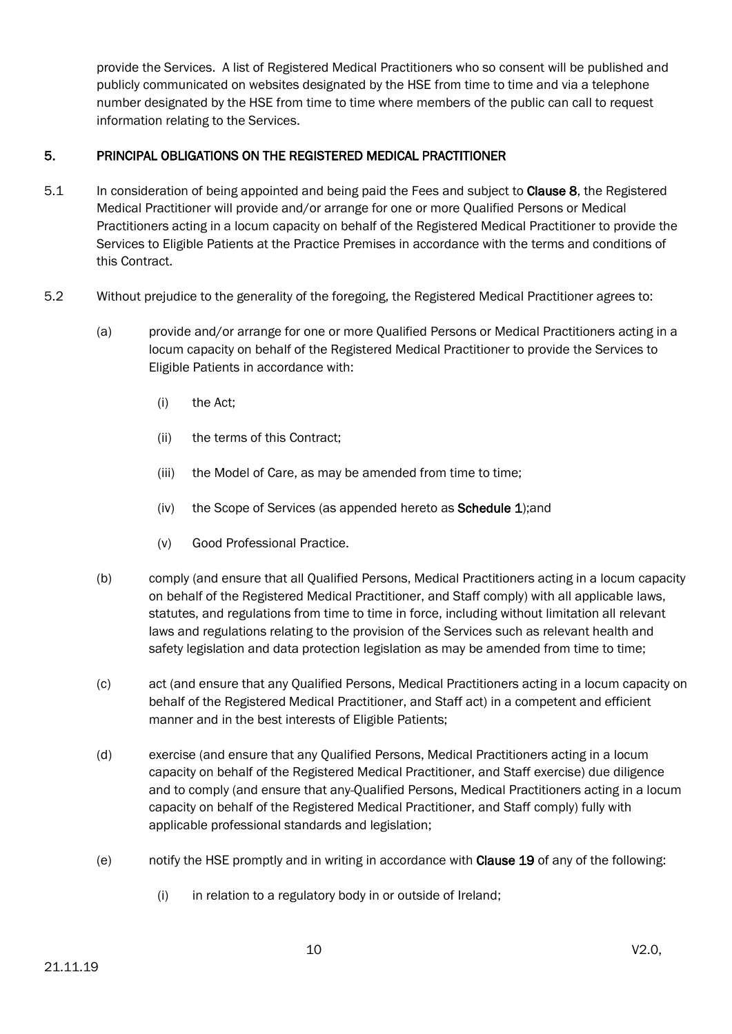provide the Services. A list of Registered Medical Practitioners who so consent will be published and publicly communicated on websites designated by the HSE from time to time and via a telephone number designated by the HSE from time to time where members of the public can call to request information relating to the Services.

## 5. PRINCIPAL OBLIGATIONS ON THE REGISTERED MEDICAL PRACTITIONER

5.1 In consideration of being appointed and being paid the Fees and subject to **Clause 8**, the Registered Medical Practitioner will provide and/or arrange for one or more Qualified Persons or Medical Practitioners acting in a locum capacity on behalf of the Registered Medical Practitioner to provide the Services to Eligible Patients at the Practice Premises in accordance with the terms and conditions of this Contract.

5.2 Without prejudice to the generality of the foregoing, the Registered Medical Practitioner agrees to:

(a) provide and/or arrange for one or more Qualified Persons or Medical Practitioners acting in a locum capacity on behalf of the Registered Medical Practitioner to provide the Services to Eligible Patients in accordance with:

(i) the Act;

(ii) the terms of this Contract;

(iii) the Model of Care, as may be amended from time to time;

(iv) the Scope of Services (as appended hereto as **Schedule 1**);and

(v) Good Professional Practice.

(b) comply (and ensure that all Qualified Persons, Medical Practitioners acting in a locum capacity on behalf of the Registered Medical Practitioner, and Staff comply) with all applicable laws, statutes, and regulations from time to time in force, including without limitation all relevant laws and regulations relating to the provision of the Services such as relevant health and safety legislation and data protection legislation as may be amended from time to time;

(c) act (and ensure that any Qualified Persons, Medical Practitioners acting in a locum capacity on behalf of the Registered Medical Practitioner, and Staff act) in a competent and efficient manner and in the best interests of Eligible Patients;

(d) exercise (and ensure that any Qualified Persons, Medical Practitioners acting in a locum capacity on behalf of the Registered Medical Practitioner, and Staff exercise) due diligence and to comply (and ensure that any Qualified Persons, Medical Practitioners acting in a locum capacity on behalf of the Registered Medical Practitioner, and Staff comply) fully with applicable professional standards and legislation;

(e) notify the HSE promptly and in writing in accordance with **Clause 19** of any of the following:

(i) in relation to a regulatory body in or outside of Ireland;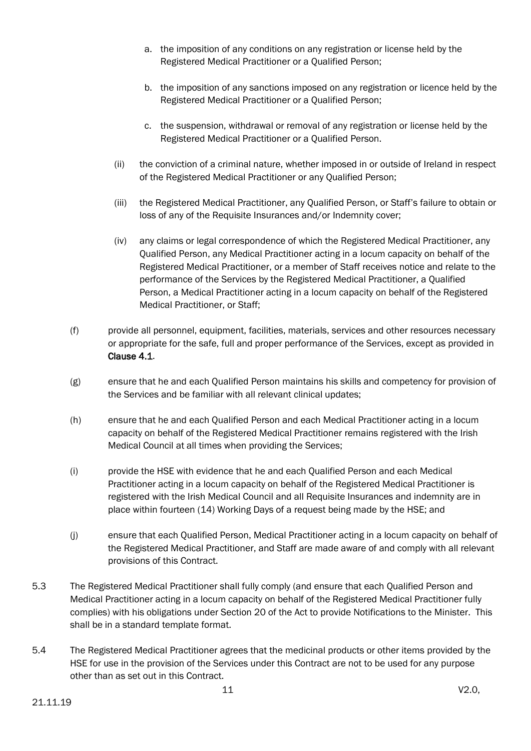a. the imposition of any conditions on any registration or license held by the Registered Medical Practitioner or a Qualified Person;

b. the imposition of any sanctions imposed on any registration or licence held by the Registered Medical Practitioner or a Qualified Person;

c. the suspension, withdrawal or removal of any registration or license held by the Registered Medical Practitioner or a Qualified Person.

(ii) the conviction of a criminal nature, whether imposed in or outside of Ireland in respect of the Registered Medical Practitioner or any Qualified Person;

(iii) the Registered Medical Practitioner, any Qualified Person, or Staff's failure to obtain or loss of any of the Requisite Insurances and/or Indemnity cover;

(iv) any claims or legal correspondence of which the Registered Medical Practitioner, any Qualified Person, any Medical Practitioner acting in a locum capacity on behalf of the Registered Medical Practitioner, or a member of Staff receives notice and relate to the performance of the Services by the Registered Medical Practitioner, a Qualified Person, a Medical Practitioner acting in a locum capacity on behalf of the Registered Medical Practitioner, or Staff;

(f) provide all personnel, equipment, facilities, materials, services and other resources necessary or appropriate for the safe, full and proper performance of the Services, except as provided in **Clause 4.1**.

(g) ensure that he and each Qualified Person maintains his skills and competency for provision of the Services and be familiar with all relevant clinical updates;

(h) ensure that he and each Qualified Person and each Medical Practitioner acting in a locum capacity on behalf of the Registered Medical Practitioner remains registered with the Irish Medical Council at all times when providing the Services;

(i) provide the HSE with evidence that he and each Qualified Person and each Medical Practitioner acting in a locum capacity on behalf of the Registered Medical Practitioner is registered with the Irish Medical Council and all Requisite Insurances and indemnity are in place within fourteen (14) Working Days of a request being made by the HSE; and

(j) ensure that each Qualified Person, Medical Practitioner acting in a locum capacity on behalf of the Registered Medical Practitioner, and Staff are made aware of and comply with all relevant provisions of this Contract.

5.3 The Registered Medical Practitioner shall fully comply (and ensure that each Qualified Person and Medical Practitioner acting in a locum capacity on behalf of the Registered Medical Practitioner fully complies) with his obligations under Section 20 of the Act to provide Notifications to the Minister. This shall be in a standard template format.

5.4 The Registered Medical Practitioner agrees that the medicinal products or other items provided by the HSE for use in the provision of the Services under this Contract are not to be used for any purpose other than as set out in this Contract.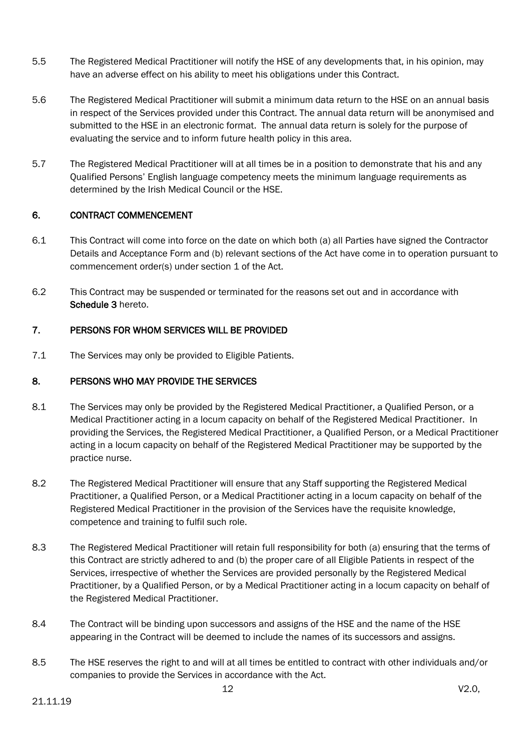5.5 The Registered Medical Practitioner will notify the HSE of any developments that, in his opinion, may have an adverse effect on his ability to meet his obligations under this Contract.

5.6 The Registered Medical Practitioner will submit a minimum data return to the HSE on an annual basis in respect of the Services provided under this Contract. The annual data return will be anonymised and submitted to the HSE in an electronic format. The annual data return is solely for the purpose of evaluating the service and to inform future health policy in this area.

5.7 The Registered Medical Practitioner will at all times be in a position to demonstrate that his and any Qualified Persons' English language competency meets the minimum language requirements as determined by the Irish Medical Council or the HSE.

## 6. CONTRACT COMMENCEMENT

6.1 This Contract will come into force on the date on which both (a) all Parties have signed the Contractor Details and Acceptance Form and (b) relevant sections of the Act have come in to operation pursuant to commencement order(s) under section 1 of the Act.

6.2 This Contract may be suspended or terminated for the reasons set out and in accordance with **Schedule 3** hereto.

## 7. PERSONS FOR WHOM SERVICES WILL BE PROVIDED

7.1 The Services may only be provided to Eligible Patients.

## 8. PERSONS WHO MAY PROVIDE THE SERVICES

8.1 The Services may only be provided by the Registered Medical Practitioner, a Qualified Person, or a Medical Practitioner acting in a locum capacity on behalf of the Registered Medical Practitioner. In providing the Services, the Registered Medical Practitioner, a Qualified Person, or a Medical Practitioner acting in a locum capacity on behalf of the Registered Medical Practitioner may be supported by the practice nurse.

8.2 The Registered Medical Practitioner will ensure that any Staff supporting the Registered Medical Practitioner, a Qualified Person, or a Medical Practitioner acting in a locum capacity on behalf of the Registered Medical Practitioner in the provision of the Services have the requisite knowledge, competence and training to fulfil such role.

8.3 The Registered Medical Practitioner will retain full responsibility for both (a) ensuring that the terms of this Contract are strictly adhered to and (b) the proper care of all Eligible Patients in respect of the Services, irrespective of whether the Services are provided personally by the Registered Medical Practitioner, by a Qualified Person, or by a Medical Practitioner acting in a locum capacity on behalf of the Registered Medical Practitioner.

8.4 The Contract will be binding upon successors and assigns of the HSE and the name of the HSE appearing in the Contract will be deemed to include the names of its successors and assigns.

8.5 The HSE reserves the right to and will at all times be entitled to contract with other individuals and/or companies to provide the Services in accordance with the Act.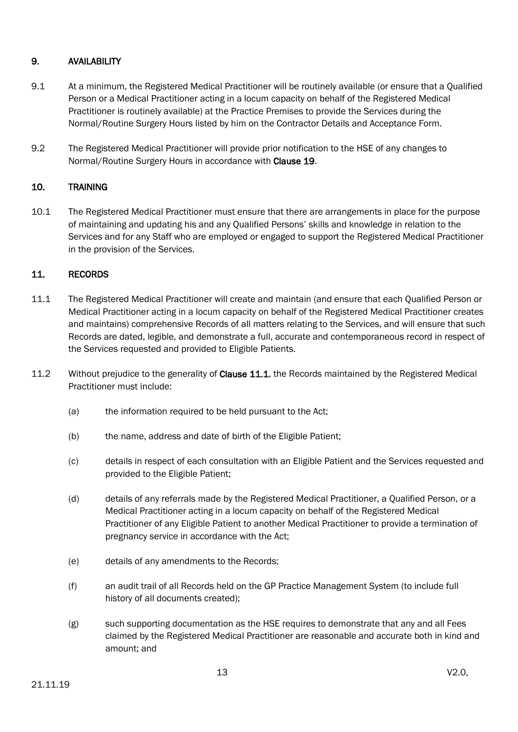## 9. AVAILABILITY

9.1 At a minimum, the Registered Medical Practitioner will be routinely available (or ensure that a Qualified Person or a Medical Practitioner acting in a locum capacity on behalf of the Registered Medical Practitioner is routinely available) at the Practice Premises to provide the Services during the Normal/Routine Surgery Hours listed by him on the Contractor Details and Acceptance Form.

9.2 The Registered Medical Practitioner will provide prior notification to the HSE of any changes to Normal/Routine Surgery Hours in accordance with **Clause 19**.

## 10. TRAINING

10.1 The Registered Medical Practitioner must ensure that there are arrangements in place for the purpose of maintaining and updating his and any Qualified Persons' skills and knowledge in relation to the Services and for any Staff who are employed or engaged to support the Registered Medical Practitioner in the provision of the Services.

## 11. RECORDS

11.1 The Registered Medical Practitioner will create and maintain (and ensure that each Qualified Person or Medical Practitioner acting in a locum capacity on behalf of the Registered Medical Practitioner creates and maintains) comprehensive Records of all matters relating to the Services, and will ensure that such Records are dated, legible, and demonstrate a full, accurate and contemporaneous record in respect of the Services requested and provided to Eligible Patients.

11.2 Without prejudice to the generality of **Clause 11.1**, the Records maintained by the Registered Medical Practitioner must include:

(a) the information required to be held pursuant to the Act;

(b) the name, address and date of birth of the Eligible Patient;

(c) details in respect of each consultation with an Eligible Patient and the Services requested and provided to the Eligible Patient;

(d) details of any referrals made by the Registered Medical Practitioner, a Qualified Person, or a Medical Practitioner acting in a locum capacity on behalf of the Registered Medical Practitioner of any Eligible Patient to another Medical Practitioner to provide a termination of pregnancy service in accordance with the Act;

(e) details of any amendments to the Records;

(f) an audit trail of all Records held on the GP Practice Management System (to include full history of all documents created);

(g) such supporting documentation as the HSE requires to demonstrate that any and all Fees claimed by the Registered Medical Practitioner are reasonable and accurate both in kind and amount; and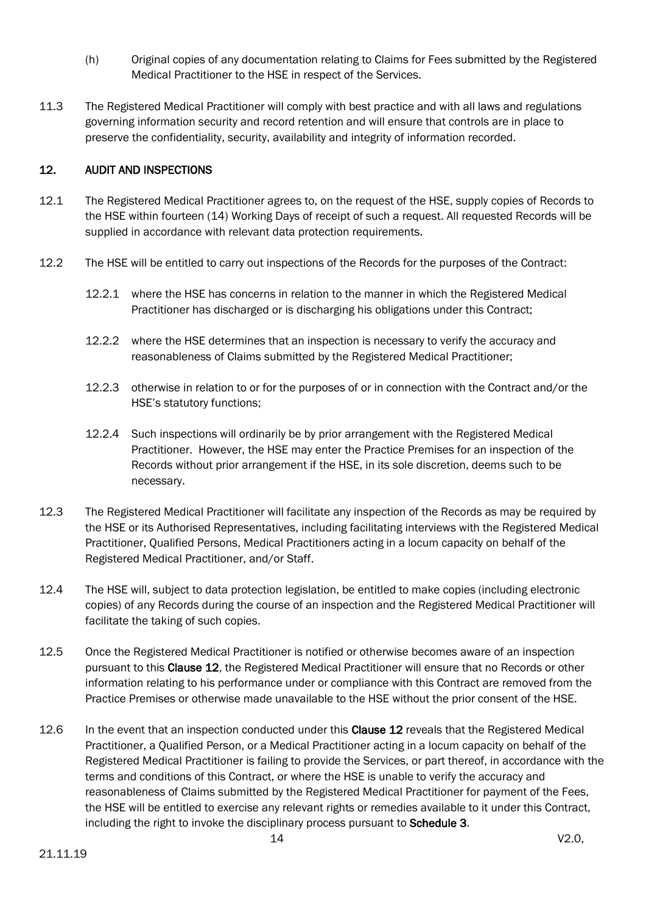(h) Original copies of any documentation relating to Claims for Fees submitted by the Registered Medical Practitioner to the HSE in respect of the Services.

11.3 The Registered Medical Practitioner will comply with best practice and with all laws and regulations governing information security and record retention and will ensure that controls are in place to preserve the confidentiality, security, availability and integrity of information recorded.

## 12. AUDIT AND INSPECTIONS

12.1 The Registered Medical Practitioner agrees to, on the request of the HSE, supply copies of Records to the HSE within fourteen (14) Working Days of receipt of such a request. All requested Records will be supplied in accordance with relevant data protection requirements.

12.2 The HSE will be entitled to carry out inspections of the Records for the purposes of the Contract:

12.2.1 where the HSE has concerns in relation to the manner in which the Registered Medical Practitioner has discharged or is discharging his obligations under this Contract;

12.2.2 where the HSE determines that an inspection is necessary to verify the accuracy and reasonableness of Claims submitted by the Registered Medical Practitioner;

12.2.3 otherwise in relation to or for the purposes of or in connection with the Contract and/or the HSE's statutory functions;

12.2.4 Such inspections will ordinarily be by prior arrangement with the Registered Medical Practitioner. However, the HSE may enter the Practice Premises for an inspection of the Records without prior arrangement if the HSE, in its sole discretion, deems such to be necessary.

12.3 The Registered Medical Practitioner will facilitate any inspection of the Records as may be required by the HSE or its Authorised Representatives, including facilitating interviews with the Registered Medical Practitioner, Qualified Persons, Medical Practitioners acting in a locum capacity on behalf of the Registered Medical Practitioner, and/or Staff.

12.4 The HSE will, subject to data protection legislation, be entitled to make copies (including electronic copies) of any Records during the course of an inspection and the Registered Medical Practitioner will facilitate the taking of such copies.

12.5 Once the Registered Medical Practitioner is notified or otherwise becomes aware of an inspection pursuant to this **Clause 12**, the Registered Medical Practitioner will ensure that no Records or other information relating to his performance under or compliance with this Contract are removed from the Practice Premises or otherwise made unavailable to the HSE without the prior consent of the HSE.

12.6 In the event that an inspection conducted under this **Clause 12** reveals that the Registered Medical Practitioner, a Qualified Person, or a Medical Practitioner acting in a locum capacity on behalf of the Registered Medical Practitioner is failing to provide the Services, or part thereof, in accordance with the terms and conditions of this Contract, or where the HSE is unable to verify the accuracy and reasonableness of Claims submitted by the Registered Medical Practitioner for payment of the Fees, the HSE will be entitled to exercise any relevant rights or remedies available to it under this Contract, including the right to invoke the disciplinary process pursuant to **Schedule 3**.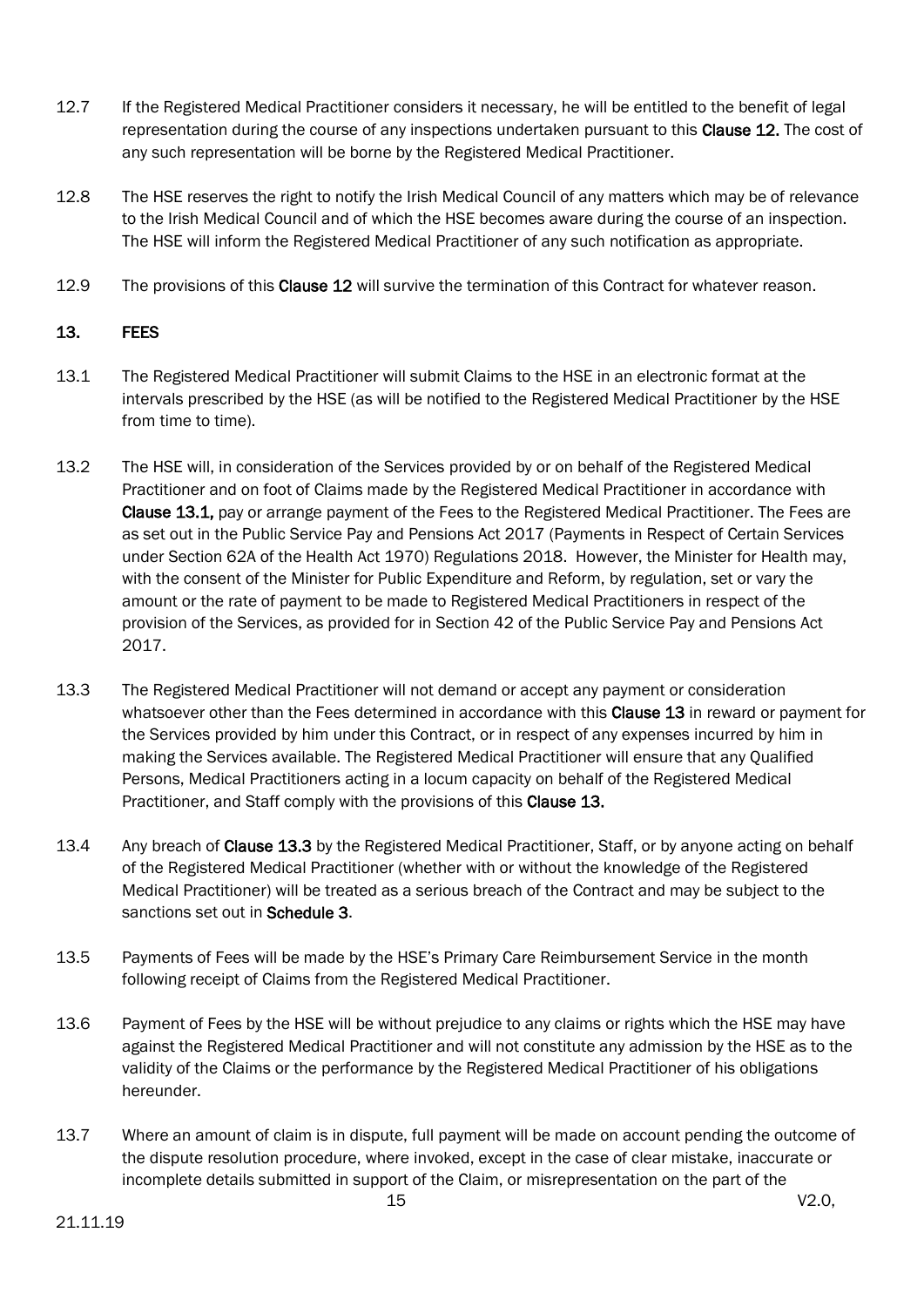12.7 If the Registered Medical Practitioner considers it necessary, he will be entitled to the benefit of legal representation during the course of any inspections undertaken pursuant to this **Clause 12.** The cost of any such representation will be borne by the Registered Medical Practitioner.

12.8 The HSE reserves the right to notify the Irish Medical Council of any matters which may be of relevance to the Irish Medical Council and of which the HSE becomes aware during the course of an inspection. The HSE will inform the Registered Medical Practitioner of any such notification as appropriate.

12.9 The provisions of this **Clause 12** will survive the termination of this Contract for whatever reason.

## 13. FEES

13.1 The Registered Medical Practitioner will submit Claims to the HSE in an electronic format at the intervals prescribed by the HSE (as will be notified to the Registered Medical Practitioner by the HSE from time to time).

13.2 The HSE will, in consideration of the Services provided by or on behalf of the Registered Medical Practitioner and on foot of Claims made by the Registered Medical Practitioner in accordance with **Clause 13.1,** pay or arrange payment of the Fees to the Registered Medical Practitioner. The Fees are as set out in the Public Service Pay and Pensions Act 2017 (Payments in Respect of Certain Services under Section 62A of the Health Act 1970) Regulations 2018. However, the Minister for Health may, with the consent of the Minister for Public Expenditure and Reform, by regulation, set or vary the amount or the rate of payment to be made to Registered Medical Practitioners in respect of the provision of the Services, as provided for in Section 42 of the Public Service Pay and Pensions Act 2017.

13.3 The Registered Medical Practitioner will not demand or accept any payment or consideration whatsoever other than the Fees determined in accordance with this **Clause 13** in reward or payment for the Services provided by him under this Contract, or in respect of any expenses incurred by him in making the Services available. The Registered Medical Practitioner will ensure that any Qualified Persons, Medical Practitioners acting in a locum capacity on behalf of the Registered Medical Practitioner, and Staff comply with the provisions of this **Clause 13.**

13.4 Any breach of **Clause 13.3** by the Registered Medical Practitioner, Staff, or by anyone acting on behalf of the Registered Medical Practitioner (whether with or without the knowledge of the Registered Medical Practitioner) will be treated as a serious breach of the Contract and may be subject to the sanctions set out in **Schedule 3**.

13.5 Payments of Fees will be made by the HSE's Primary Care Reimbursement Service in the month following receipt of Claims from the Registered Medical Practitioner.

13.6 Payment of Fees by the HSE will be without prejudice to any claims or rights which the HSE may have against the Registered Medical Practitioner and will not constitute any admission by the HSE as to the validity of the Claims or the performance by the Registered Medical Practitioner of his obligations hereunder.

13.7 Where an amount of claim is in dispute, full payment will be made on account pending the outcome of the dispute resolution procedure, where invoked, except in the case of clear mistake, inaccurate or incomplete details submitted in support of the Claim, or misrepresentation on the part of the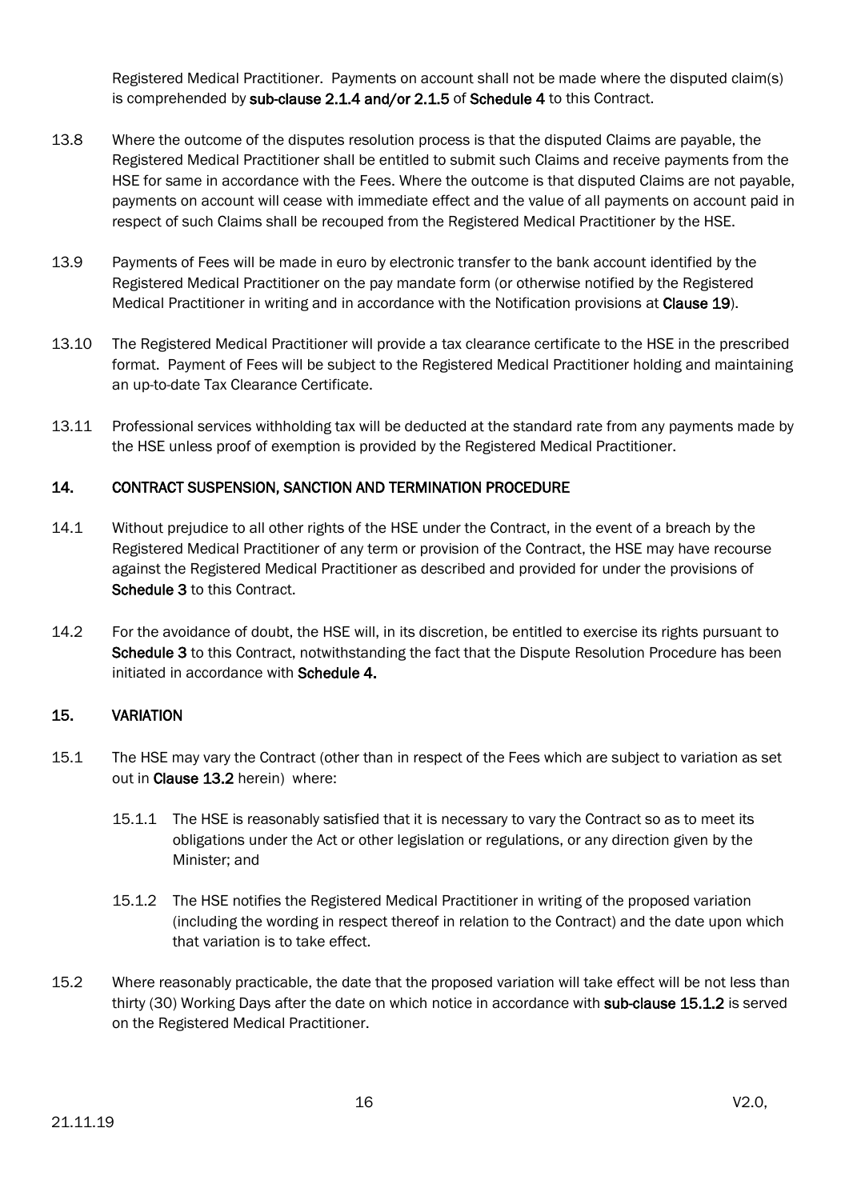Registered Medical Practitioner. Payments on account shall not be made where the disputed claim(s) is comprehended by **sub-clause 2.1.4 and/or 2.1.5** of **Schedule 4** to this Contract.

13.8 Where the outcome of the disputes resolution process is that the disputed Claims are payable, the Registered Medical Practitioner shall be entitled to submit such Claims and receive payments from the HSE for same in accordance with the Fees. Where the outcome is that disputed Claims are not payable, payments on account will cease with immediate effect and the value of all payments on account paid in respect of such Claims shall be recouped from the Registered Medical Practitioner by the HSE.

13.9 Payments of Fees will be made in euro by electronic transfer to the bank account identified by the Registered Medical Practitioner on the pay mandate form (or otherwise notified by the Registered Medical Practitioner in writing and in accordance with the Notification provisions at **Clause 19**).

13.10 The Registered Medical Practitioner will provide a tax clearance certificate to the HSE in the prescribed format. Payment of Fees will be subject to the Registered Medical Practitioner holding and maintaining an up-to-date Tax Clearance Certificate.

13.11 Professional services withholding tax will be deducted at the standard rate from any payments made by the HSE unless proof of exemption is provided by the Registered Medical Practitioner.

## 14. CONTRACT SUSPENSION, SANCTION AND TERMINATION PROCEDURE

14.1 Without prejudice to all other rights of the HSE under the Contract, in the event of a breach by the Registered Medical Practitioner of any term or provision of the Contract, the HSE may have recourse against the Registered Medical Practitioner as described and provided for under the provisions of **Schedule 3** to this Contract.

14.2 For the avoidance of doubt, the HSE will, in its discretion, be entitled to exercise its rights pursuant to **Schedule 3** to this Contract, notwithstanding the fact that the Dispute Resolution Procedure has been initiated in accordance with **Schedule 4.**

## 15. VARIATION

15.1 The HSE may vary the Contract (other than in respect of the Fees which are subject to variation as set out in **Clause 13.2** herein) where:

15.1.1 The HSE is reasonably satisfied that it is necessary to vary the Contract so as to meet its obligations under the Act or other legislation or regulations, or any direction given by the Minister; and

15.1.2 The HSE notifies the Registered Medical Practitioner in writing of the proposed variation (including the wording in respect thereof in relation to the Contract) and the date upon which that variation is to take effect.

15.2 Where reasonably practicable, the date that the proposed variation will take effect will be not less than thirty (30) Working Days after the date on which notice in accordance with **sub-clause 15.1.2** is served on the Registered Medical Practitioner.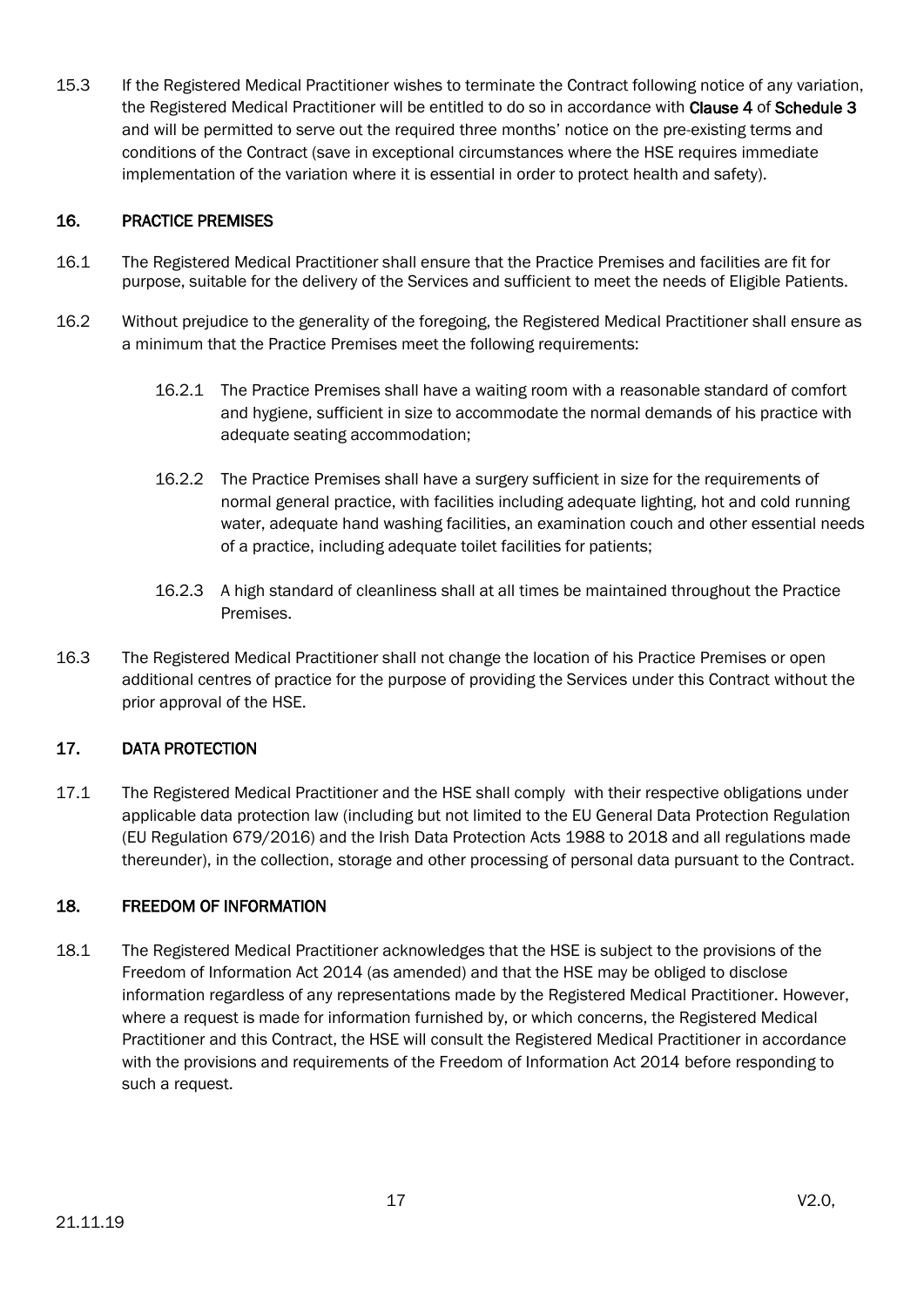15.3 If the Registered Medical Practitioner wishes to terminate the Contract following notice of any variation, the Registered Medical Practitioner will be entitled to do so in accordance with **Clause 4** of **Schedule 3** and will be permitted to serve out the required three months' notice on the pre-existing terms and conditions of the Contract (save in exceptional circumstances where the HSE requires immediate implementation of the variation where it is essential in order to protect health and safety).

## 16. PRACTICE PREMISES

16.1 The Registered Medical Practitioner shall ensure that the Practice Premises and facilities are fit for purpose, suitable for the delivery of the Services and sufficient to meet the needs of Eligible Patients.

16.2 Without prejudice to the generality of the foregoing, the Registered Medical Practitioner shall ensure as a minimum that the Practice Premises meet the following requirements:

16.2.1 The Practice Premises shall have a waiting room with a reasonable standard of comfort and hygiene, sufficient in size to accommodate the normal demands of his practice with adequate seating accommodation;

16.2.2 The Practice Premises shall have a surgery sufficient in size for the requirements of normal general practice, with facilities including adequate lighting, hot and cold running water, adequate hand washing facilities, an examination couch and other essential needs of a practice, including adequate toilet facilities for patients;

16.2.3 A high standard of cleanliness shall at all times be maintained throughout the Practice Premises.

16.3 The Registered Medical Practitioner shall not change the location of his Practice Premises or open additional centres of practice for the purpose of providing the Services under this Contract without the prior approval of the HSE.

## 17. DATA PROTECTION

17.1 The Registered Medical Practitioner and the HSE shall comply with their respective obligations under applicable data protection law (including but not limited to the EU General Data Protection Regulation (EU Regulation 679/2016) and the Irish Data Protection Acts 1988 to 2018 and all regulations made thereunder), in the collection, storage and other processing of personal data pursuant to the Contract.

## 18. FREEDOM OF INFORMATION

18.1 The Registered Medical Practitioner acknowledges that the HSE is subject to the provisions of the Freedom of Information Act 2014 (as amended) and that the HSE may be obliged to disclose information regardless of any representations made by the Registered Medical Practitioner. However, where a request is made for information furnished by, or which concerns, the Registered Medical Practitioner and this Contract, the HSE will consult the Registered Medical Practitioner in accordance with the provisions and requirements of the Freedom of Information Act 2014 before responding to such a request.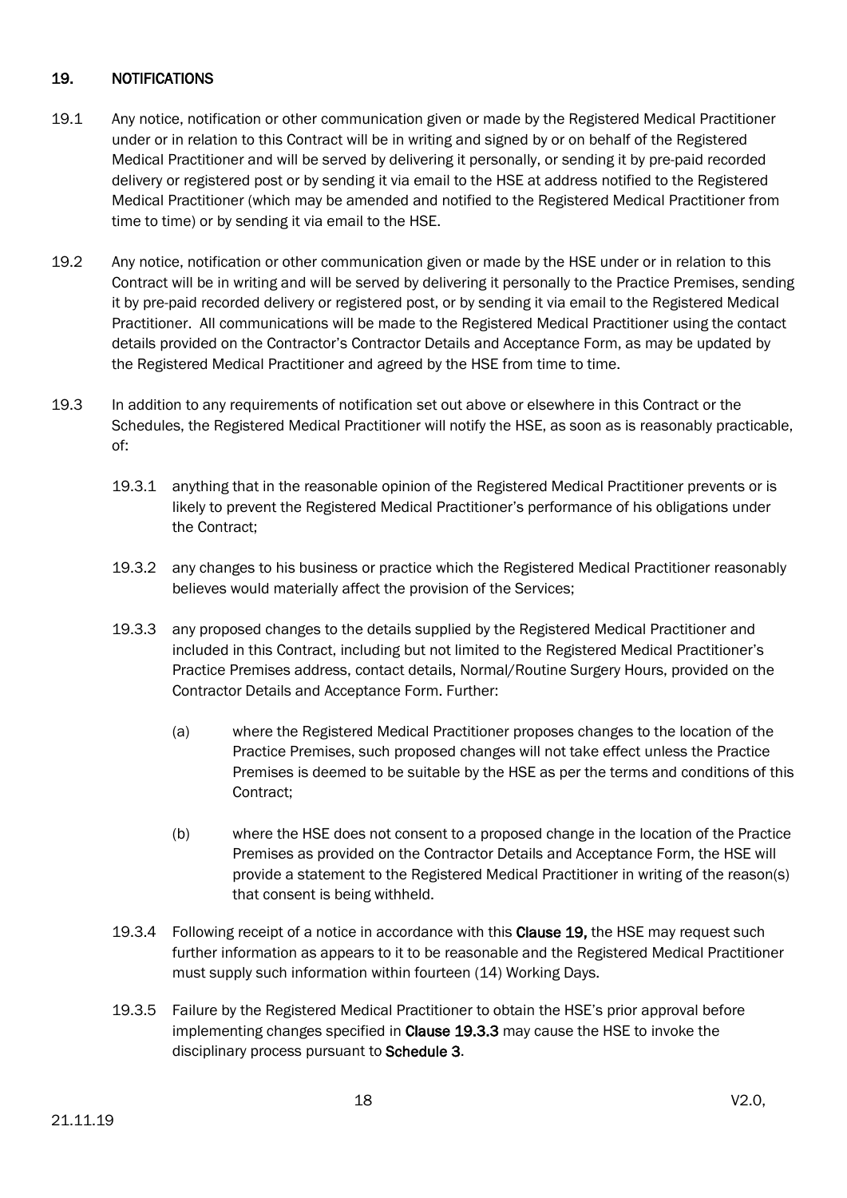## 19. NOTIFICATIONS

19.1 Any notice, notification or other communication given or made by the Registered Medical Practitioner under or in relation to this Contract will be in writing and signed by or on behalf of the Registered Medical Practitioner and will be served by delivering it personally, or sending it by pre-paid recorded delivery or registered post or by sending it via email to the HSE at address notified to the Registered Medical Practitioner (which may be amended and notified to the Registered Medical Practitioner from time to time) or by sending it via email to the HSE.

19.2 Any notice, notification or other communication given or made by the HSE under or in relation to this Contract will be in writing and will be served by delivering it personally to the Practice Premises, sending it by pre-paid recorded delivery or registered post, or by sending it via email to the Registered Medical Practitioner. All communications will be made to the Registered Medical Practitioner using the contact details provided on the Contractor's Contractor Details and Acceptance Form, as may be updated by the Registered Medical Practitioner and agreed by the HSE from time to time.

19.3 In addition to any requirements of notification set out above or elsewhere in this Contract or the Schedules, the Registered Medical Practitioner will notify the HSE, as soon as is reasonably practicable, of:

19.3.1 anything that in the reasonable opinion of the Registered Medical Practitioner prevents or is likely to prevent the Registered Medical Practitioner's performance of his obligations under the Contract;

19.3.2 any changes to his business or practice which the Registered Medical Practitioner reasonably believes would materially affect the provision of the Services;

19.3.3 any proposed changes to the details supplied by the Registered Medical Practitioner and included in this Contract, including but not limited to the Registered Medical Practitioner's Practice Premises address, contact details, Normal/Routine Surgery Hours, provided on the Contractor Details and Acceptance Form. Further:

(a) where the Registered Medical Practitioner proposes changes to the location of the Practice Premises, such proposed changes will not take effect unless the Practice Premises is deemed to be suitable by the HSE as per the terms and conditions of this Contract;

(b) where the HSE does not consent to a proposed change in the location of the Practice Premises as provided on the Contractor Details and Acceptance Form, the HSE will provide a statement to the Registered Medical Practitioner in writing of the reason(s) that consent is being withheld.

19.3.4 Following receipt of a notice in accordance with this **Clause 19,** the HSE may request such further information as appears to it to be reasonable and the Registered Medical Practitioner must supply such information within fourteen (14) Working Days.

19.3.5 Failure by the Registered Medical Practitioner to obtain the HSE's prior approval before implementing changes specified in **Clause 19.3.3** may cause the HSE to invoke the disciplinary process pursuant to **Schedule 3**.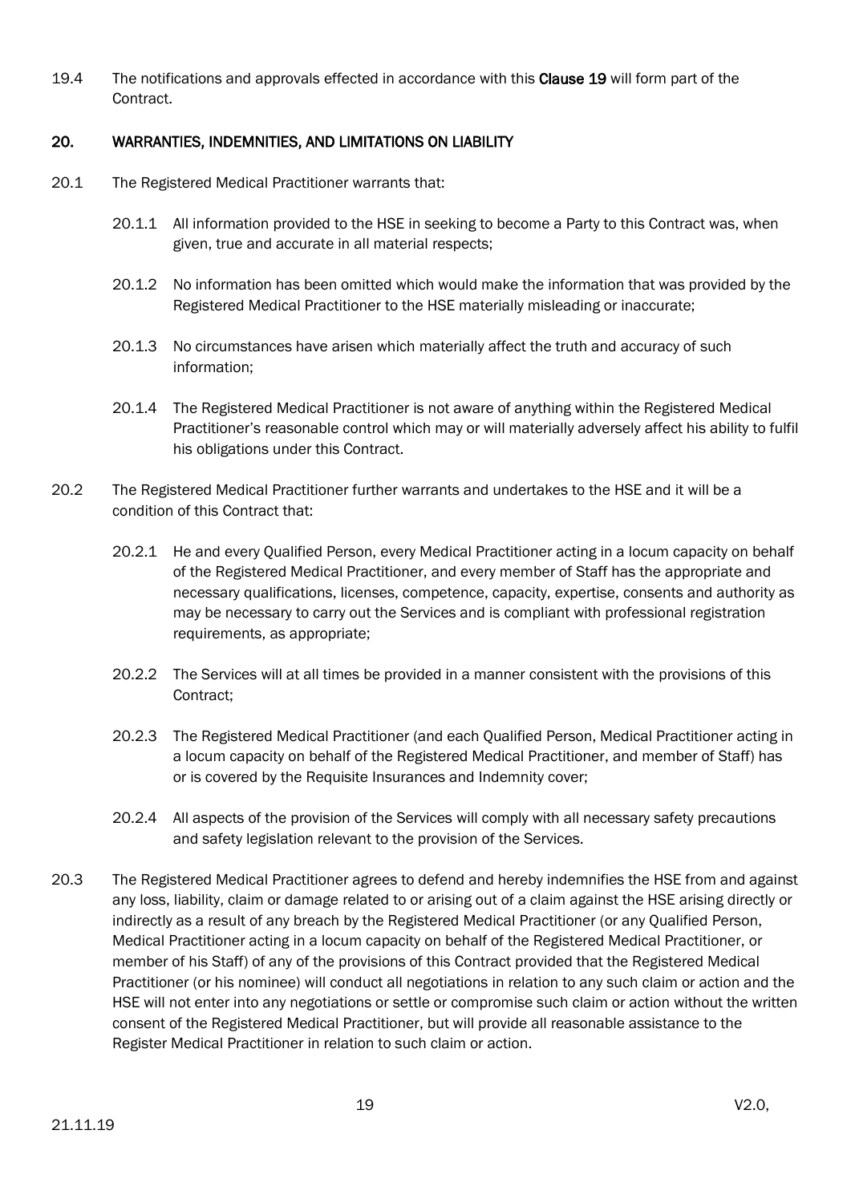19.4 The notifications and approvals effected in accordance with this **Clause 19** will form part of the Contract.

## 20. WARRANTIES, INDEMNITIES, AND LIMITATIONS ON LIABILITY

20.1 The Registered Medical Practitioner warrants that:

20.1.1 All information provided to the HSE in seeking to become a Party to this Contract was, when given, true and accurate in all material respects;

20.1.2 No information has been omitted which would make the information that was provided by the Registered Medical Practitioner to the HSE materially misleading or inaccurate;

20.1.3 No circumstances have arisen which materially affect the truth and accuracy of such information;

20.1.4 The Registered Medical Practitioner is not aware of anything within the Registered Medical Practitioner's reasonable control which may or will materially adversely affect his ability to fulfil his obligations under this Contract.

20.2 The Registered Medical Practitioner further warrants and undertakes to the HSE and it will be a condition of this Contract that:

20.2.1 He and every Qualified Person, every Medical Practitioner acting in a locum capacity on behalf of the Registered Medical Practitioner, and every member of Staff has the appropriate and necessary qualifications, licenses, competence, capacity, expertise, consents and authority as may be necessary to carry out the Services and is compliant with professional registration requirements, as appropriate;

20.2.2 The Services will at all times be provided in a manner consistent with the provisions of this Contract;

20.2.3 The Registered Medical Practitioner (and each Qualified Person, Medical Practitioner acting in a locum capacity on behalf of the Registered Medical Practitioner, and member of Staff) has or is covered by the Requisite Insurances and Indemnity cover;

20.2.4 All aspects of the provision of the Services will comply with all necessary safety precautions and safety legislation relevant to the provision of the Services.

20.3 The Registered Medical Practitioner agrees to defend and hereby indemnifies the HSE from and against any loss, liability, claim or damage related to or arising out of a claim against the HSE arising directly or indirectly as a result of any breach by the Registered Medical Practitioner (or any Qualified Person, Medical Practitioner acting in a locum capacity on behalf of the Registered Medical Practitioner, or member of his Staff) of any of the provisions of this Contract provided that the Registered Medical Practitioner (or his nominee) will conduct all negotiations in relation to any such claim or action and the HSE will not enter into any negotiations or settle or compromise such claim or action without the written consent of the Registered Medical Practitioner, but will provide all reasonable assistance to the Register Medical Practitioner in relation to such claim or action.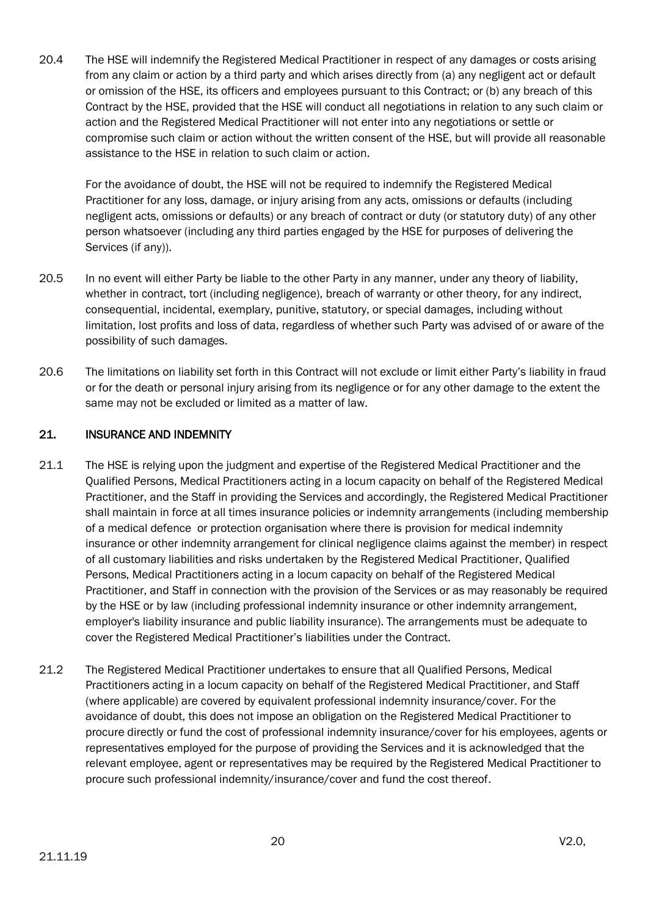20.4 The HSE will indemnify the Registered Medical Practitioner in respect of any damages or costs arising from any claim or action by a third party and which arises directly from (a) any negligent act or default or omission of the HSE, its officers and employees pursuant to this Contract; or (b) any breach of this Contract by the HSE, provided that the HSE will conduct all negotiations in relation to any such claim or action and the Registered Medical Practitioner will not enter into any negotiations or settle or compromise such claim or action without the written consent of the HSE, but will provide all reasonable assistance to the HSE in relation to such claim or action.

For the avoidance of doubt, the HSE will not be required to indemnify the Registered Medical Practitioner for any loss, damage, or injury arising from any acts, omissions or defaults (including negligent acts, omissions or defaults) or any breach of contract or duty (or statutory duty) of any other person whatsoever (including any third parties engaged by the HSE for purposes of delivering the Services (if any)).

20.5 In no event will either Party be liable to the other Party in any manner, under any theory of liability, whether in contract, tort (including negligence), breach of warranty or other theory, for any indirect, consequential, incidental, exemplary, punitive, statutory, or special damages, including without limitation, lost profits and loss of data, regardless of whether such Party was advised of or aware of the possibility of such damages.

20.6 The limitations on liability set forth in this Contract will not exclude or limit either Party's liability in fraud or for the death or personal injury arising from its negligence or for any other damage to the extent the same may not be excluded or limited as a matter of law.

## 21. INSURANCE AND INDEMNITY

21.1 The HSE is relying upon the judgment and expertise of the Registered Medical Practitioner and the Qualified Persons, Medical Practitioners acting in a locum capacity on behalf of the Registered Medical Practitioner, and the Staff in providing the Services and accordingly, the Registered Medical Practitioner shall maintain in force at all times insurance policies or indemnity arrangements (including membership of a medical defence or protection organisation where there is provision for medical indemnity insurance or other indemnity arrangement for clinical negligence claims against the member) in respect of all customary liabilities and risks undertaken by the Registered Medical Practitioner, Qualified Persons, Medical Practitioners acting in a locum capacity on behalf of the Registered Medical Practitioner, and Staff in connection with the provision of the Services or as may reasonably be required by the HSE or by law (including professional indemnity insurance or other indemnity arrangement, employer's liability insurance and public liability insurance). The arrangements must be adequate to cover the Registered Medical Practitioner's liabilities under the Contract.

21.2 The Registered Medical Practitioner undertakes to ensure that all Qualified Persons, Medical Practitioners acting in a locum capacity on behalf of the Registered Medical Practitioner, and Staff (where applicable) are covered by equivalent professional indemnity insurance/cover. For the avoidance of doubt, this does not impose an obligation on the Registered Medical Practitioner to procure directly or fund the cost of professional indemnity insurance/cover for his employees, agents or representatives employed for the purpose of providing the Services and it is acknowledged that the relevant employee, agent or representatives may be required by the Registered Medical Practitioner to procure such professional indemnity/insurance/cover and fund the cost thereof.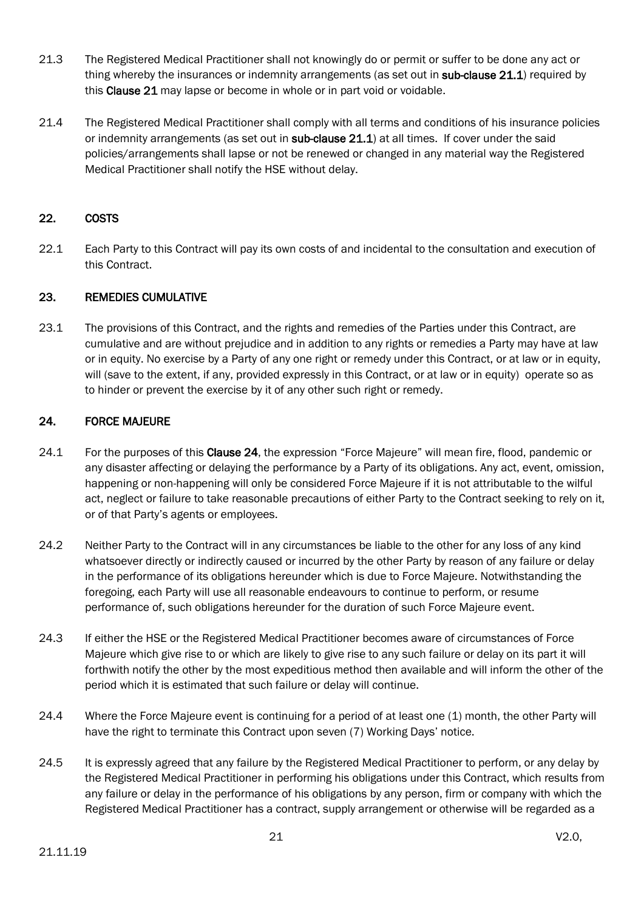21.3 The Registered Medical Practitioner shall not knowingly do or permit or suffer to be done any act or thing whereby the insurances or indemnity arrangements (as set out in **sub-clause 21.1**) required by this **Clause 21** may lapse or become in whole or in part void or voidable.

21.4 The Registered Medical Practitioner shall comply with all terms and conditions of his insurance policies or indemnity arrangements (as set out in **sub-clause 21.1**) at all times. If cover under the said policies/arrangements shall lapse or not be renewed or changed in any material way the Registered Medical Practitioner shall notify the HSE without delay.

## 22. COSTS

22.1 Each Party to this Contract will pay its own costs of and incidental to the consultation and execution of this Contract.

## 23. REMEDIES CUMULATIVE

23.1 The provisions of this Contract, and the rights and remedies of the Parties under this Contract, are cumulative and are without prejudice and in addition to any rights or remedies a Party may have at law or in equity. No exercise by a Party of any one right or remedy under this Contract, or at law or in equity, will (save to the extent, if any, provided expressly in this Contract, or at law or in equity) operate so as to hinder or prevent the exercise by it of any other such right or remedy.

## 24. FORCE MAJEURE

24.1 For the purposes of this **Clause 24**, the expression "Force Majeure" will mean fire, flood, pandemic or any disaster affecting or delaying the performance by a Party of its obligations. Any act, event, omission, happening or non-happening will only be considered Force Majeure if it is not attributable to the wilful act, neglect or failure to take reasonable precautions of either Party to the Contract seeking to rely on it, or of that Party's agents or employees.

24.2 Neither Party to the Contract will in any circumstances be liable to the other for any loss of any kind whatsoever directly or indirectly caused or incurred by the other Party by reason of any failure or delay in the performance of its obligations hereunder which is due to Force Majeure. Notwithstanding the foregoing, each Party will use all reasonable endeavours to continue to perform, or resume performance of, such obligations hereunder for the duration of such Force Majeure event.

24.3 If either the HSE or the Registered Medical Practitioner becomes aware of circumstances of Force Majeure which give rise to or which are likely to give rise to any such failure or delay on its part it will forthwith notify the other by the most expeditious method then available and will inform the other of the period which it is estimated that such failure or delay will continue.

24.4 Where the Force Majeure event is continuing for a period of at least one (1) month, the other Party will have the right to terminate this Contract upon seven (7) Working Days' notice.

24.5 It is expressly agreed that any failure by the Registered Medical Practitioner to perform, or any delay by the Registered Medical Practitioner in performing his obligations under this Contract, which results from any failure or delay in the performance of his obligations by any person, firm or company with which the Registered Medical Practitioner has a contract, supply arrangement or otherwise will be regarded as a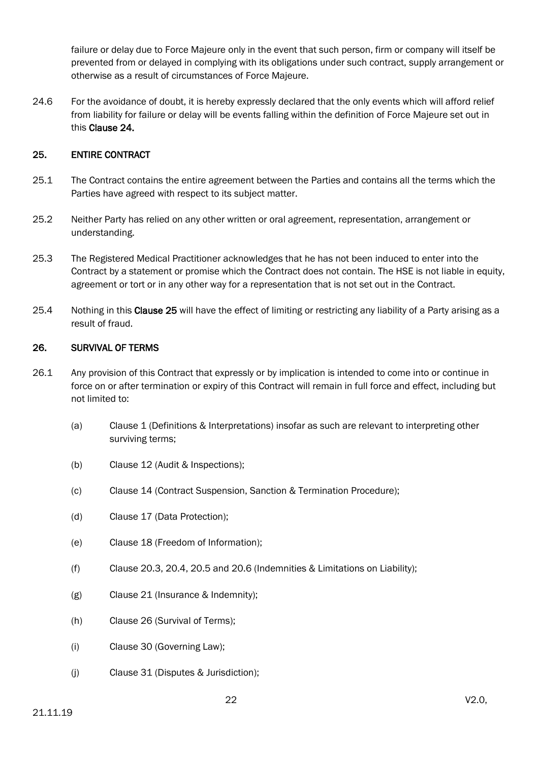failure or delay due to Force Majeure only in the event that such person, firm or company will itself be prevented from or delayed in complying with its obligations under such contract, supply arrangement or otherwise as a result of circumstances of Force Majeure.

24.6 For the avoidance of doubt, it is hereby expressly declared that the only events which will afford relief from liability for failure or delay will be events falling within the definition of Force Majeure set out in this **Clause 24.**

## 25. ENTIRE CONTRACT

25.1 The Contract contains the entire agreement between the Parties and contains all the terms which the Parties have agreed with respect to its subject matter.

25.2 Neither Party has relied on any other written or oral agreement, representation, arrangement or understanding.

25.3 The Registered Medical Practitioner acknowledges that he has not been induced to enter into the Contract by a statement or promise which the Contract does not contain. The HSE is not liable in equity, agreement or tort or in any other way for a representation that is not set out in the Contract.

25.4 Nothing in this **Clause 25** will have the effect of limiting or restricting any liability of a Party arising as a result of fraud.

## 26. SURVIVAL OF TERMS

26.1 Any provision of this Contract that expressly or by implication is intended to come into or continue in force on or after termination or expiry of this Contract will remain in full force and effect, including but not limited to:

(a) Clause 1 (Definitions & Interpretations) insofar as such are relevant to interpreting other surviving terms;

(b) Clause 12 (Audit & Inspections);

(c) Clause 14 (Contract Suspension, Sanction & Termination Procedure);

(d) Clause 17 (Data Protection);

(e) Clause 18 (Freedom of Information);

(f) Clause 20.3, 20.4, 20.5 and 20.6 (Indemnities & Limitations on Liability);

(g) Clause 21 (Insurance & Indemnity);

(h) Clause 26 (Survival of Terms);

(i) Clause 30 (Governing Law);

(j) Clause 31 (Disputes & Jurisdiction);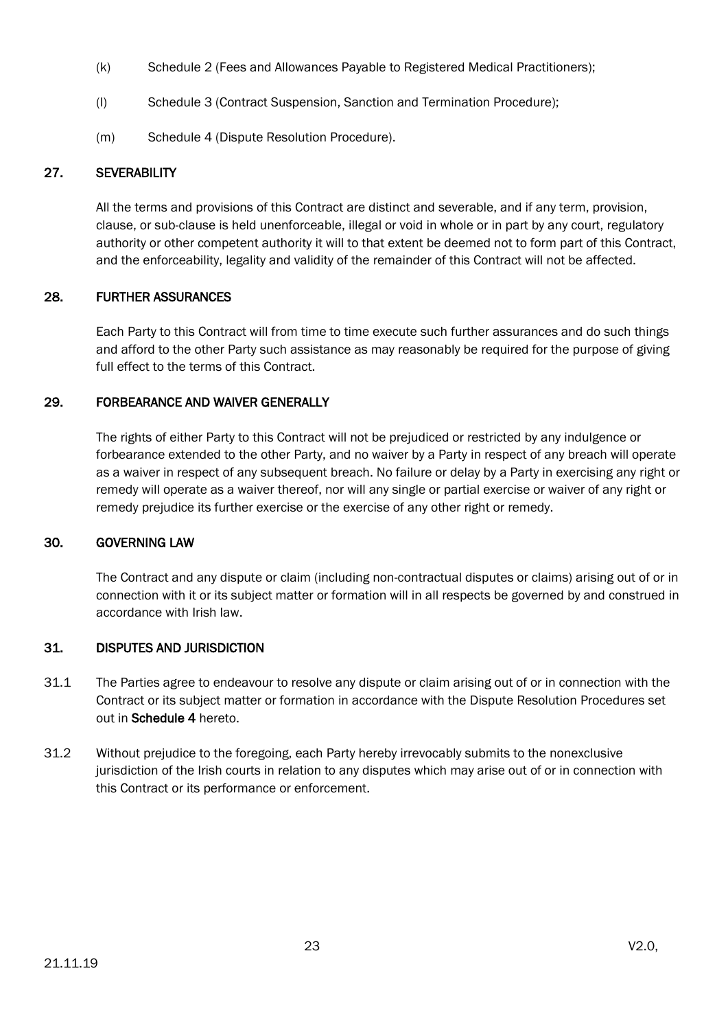(k) Schedule 2 (Fees and Allowances Payable to Registered Medical Practitioners);

(l) Schedule 3 (Contract Suspension, Sanction and Termination Procedure);

(m) Schedule 4 (Dispute Resolution Procedure).

## 27. SEVERABILITY

All the terms and provisions of this Contract are distinct and severable, and if any term, provision, clause, or sub-clause is held unenforceable, illegal or void in whole or in part by any court, regulatory authority or other competent authority it will to that extent be deemed not to form part of this Contract, and the enforceability, legality and validity of the remainder of this Contract will not be affected.

## 28. FURTHER ASSURANCES

Each Party to this Contract will from time to time execute such further assurances and do such things and afford to the other Party such assistance as may reasonably be required for the purpose of giving full effect to the terms of this Contract.

## 29. FORBEARANCE AND WAIVER GENERALLY

The rights of either Party to this Contract will not be prejudiced or restricted by any indulgence or forbearance extended to the other Party, and no waiver by a Party in respect of any breach will operate as a waiver in respect of any subsequent breach. No failure or delay by a Party in exercising any right or remedy will operate as a waiver thereof, nor will any single or partial exercise or waiver of any right or remedy prejudice its further exercise or the exercise of any other right or remedy.

## 30. GOVERNING LAW

The Contract and any dispute or claim (including non-contractual disputes or claims) arising out of or in connection with it or its subject matter or formation will in all respects be governed by and construed in accordance with Irish law.

## 31. DISPUTES AND JURISDICTION

31.1 The Parties agree to endeavour to resolve any dispute or claim arising out of or in connection with the Contract or its subject matter or formation in accordance with the Dispute Resolution Procedures set out in **Schedule 4** hereto.

31.2 Without prejudice to the foregoing, each Party hereby irrevocably submits to the nonexclusive jurisdiction of the Irish courts in relation to any disputes which may arise out of or in connection with this Contract or its performance or enforcement.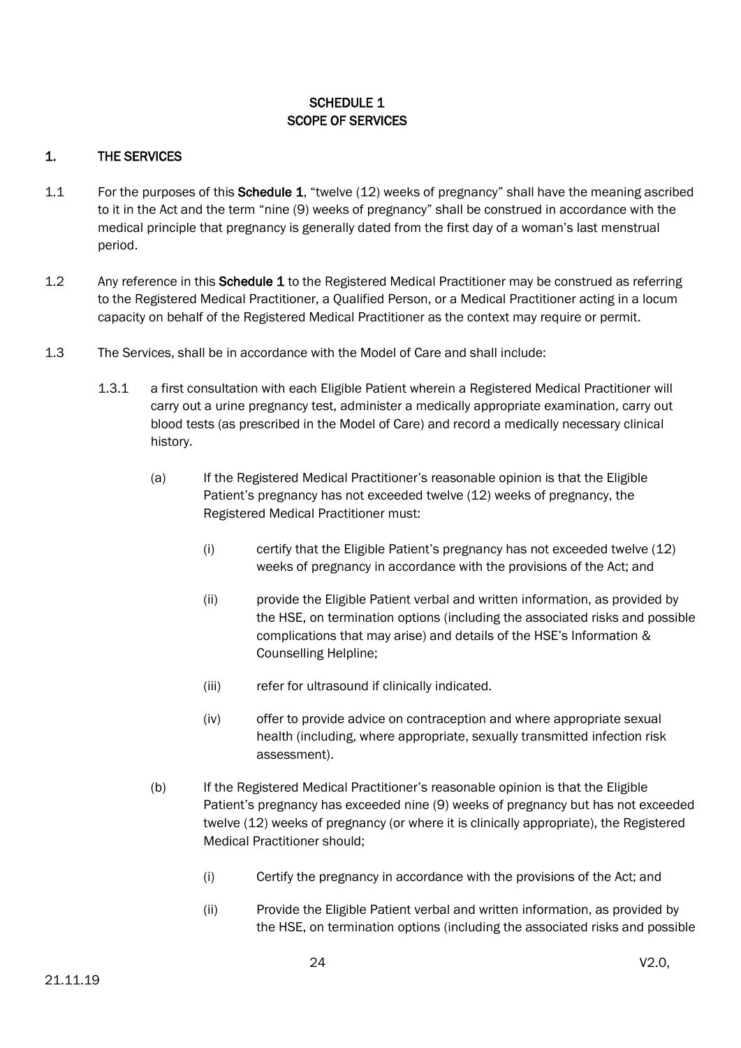# SCHEDULE 1
# SCOPE OF SERVICES

## 1. THE SERVICES

1.1 For the purposes of this **Schedule 1**, "twelve (12) weeks of pregnancy" shall have the meaning ascribed to it in the Act and the term "nine (9) weeks of pregnancy" shall be construed in accordance with the medical principle that pregnancy is generally dated from the first day of a woman's last menstrual period.

1.2 Any reference in this **Schedule 1** to the Registered Medical Practitioner may be construed as referring to the Registered Medical Practitioner, a Qualified Person, or a Medical Practitioner acting in a locum capacity on behalf of the Registered Medical Practitioner as the context may require or permit.

1.3 The Services, shall be in accordance with the Model of Care and shall include:

1.3.1 a first consultation with each Eligible Patient wherein a Registered Medical Practitioner will carry out a urine pregnancy test, administer a medically appropriate examination, carry out blood tests (as prescribed in the Model of Care) and record a medically necessary clinical history.

(a) If the Registered Medical Practitioner's reasonable opinion is that the Eligible Patient's pregnancy has not exceeded twelve (12) weeks of pregnancy, the Registered Medical Practitioner must:

(i) certify that the Eligible Patient's pregnancy has not exceeded twelve (12) weeks of pregnancy in accordance with the provisions of the Act; and

(ii) provide the Eligible Patient verbal and written information, as provided by the HSE, on termination options (including the associated risks and possible complications that may arise) and details of the HSE's Information & Counselling Helpline;

(iii) refer for ultrasound if clinically indicated.

(iv) offer to provide advice on contraception and where appropriate sexual health (including, where appropriate, sexually transmitted infection risk assessment).

(b) If the Registered Medical Practitioner's reasonable opinion is that the Eligible Patient's pregnancy has exceeded nine (9) weeks of pregnancy but has not exceeded twelve (12) weeks of pregnancy (or where it is clinically appropriate), the Registered Medical Practitioner should;

(i) Certify the pregnancy in accordance with the provisions of the Act; and

(ii) Provide the Eligible Patient verbal and written information, as provided by the HSE, on termination options (including the associated risks and possible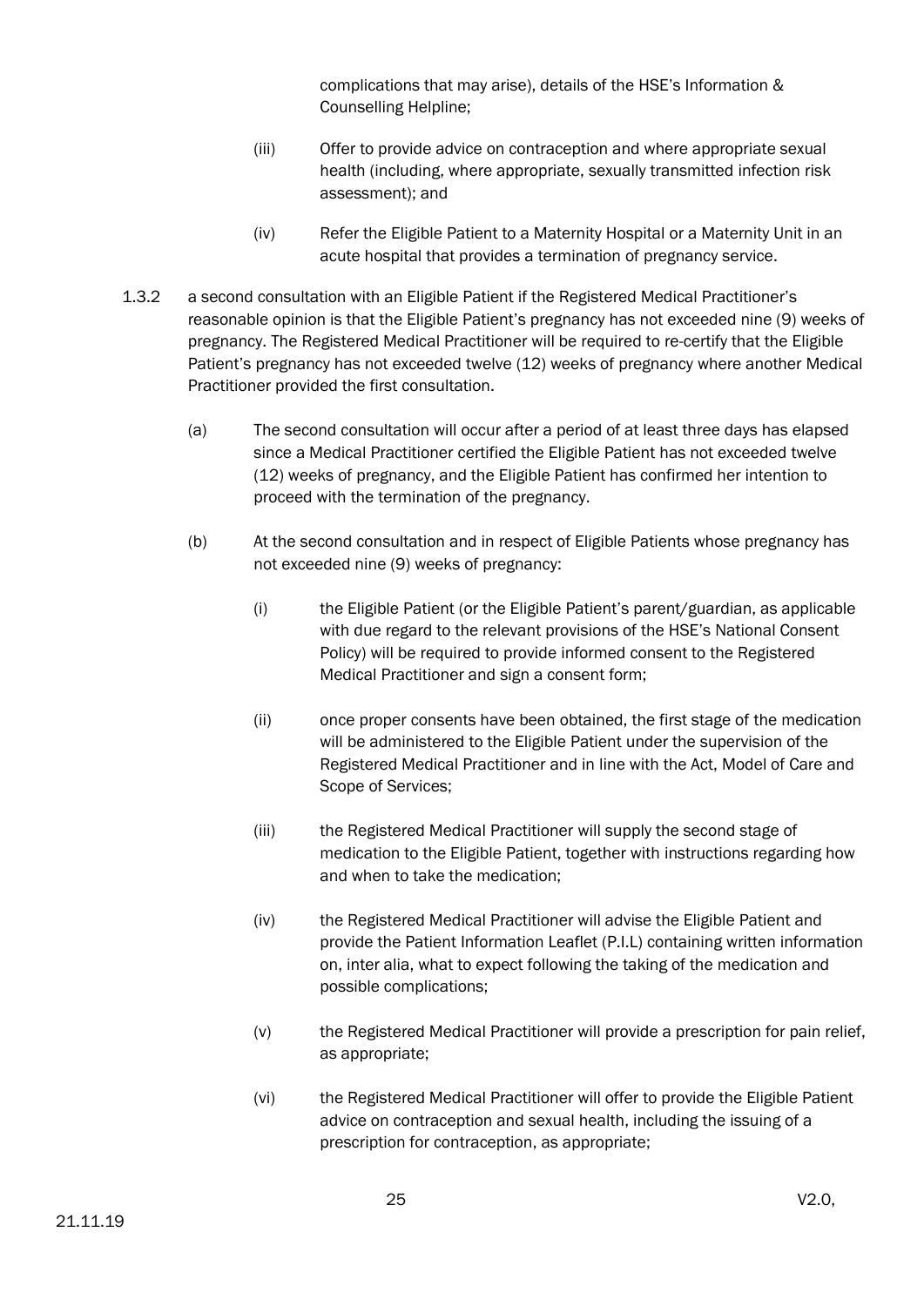complications that may arise), details of the HSE's Information & Counselling Helpline;

(iii) Offer to provide advice on contraception and where appropriate sexual health (including, where appropriate, sexually transmitted infection risk assessment); and

(iv) Refer the Eligible Patient to a Maternity Hospital or a Maternity Unit in an acute hospital that provides a termination of pregnancy service.

1.3.2 a second consultation with an Eligible Patient if the Registered Medical Practitioner's reasonable opinion is that the Eligible Patient's pregnancy has not exceeded nine (9) weeks of pregnancy. The Registered Medical Practitioner will be required to re-certify that the Eligible Patient's pregnancy has not exceeded twelve (12) weeks of pregnancy where another Medical Practitioner provided the first consultation.

(a) The second consultation will occur after a period of at least three days has elapsed since a Medical Practitioner certified the Eligible Patient has not exceeded twelve (12) weeks of pregnancy, and the Eligible Patient has confirmed her intention to proceed with the termination of the pregnancy.

(b) At the second consultation and in respect of Eligible Patients whose pregnancy has not exceeded nine (9) weeks of pregnancy:

(i) the Eligible Patient (or the Eligible Patient's parent/guardian, as applicable with due regard to the relevant provisions of the HSE's National Consent Policy) will be required to provide informed consent to the Registered Medical Practitioner and sign a consent form;

(ii) once proper consents have been obtained, the first stage of the medication will be administered to the Eligible Patient under the supervision of the Registered Medical Practitioner and in line with the Act, Model of Care and Scope of Services;

(iii) the Registered Medical Practitioner will supply the second stage of medication to the Eligible Patient, together with instructions regarding how and when to take the medication;

(iv) the Registered Medical Practitioner will advise the Eligible Patient and provide the Patient Information Leaflet (P.I.L) containing written information on, inter alia, what to expect following the taking of the medication and possible complications;

(v) the Registered Medical Practitioner will provide a prescription for pain relief, as appropriate;

(vi) the Registered Medical Practitioner will offer to provide the Eligible Patient advice on contraception and sexual health, including the issuing of a prescription for contraception, as appropriate;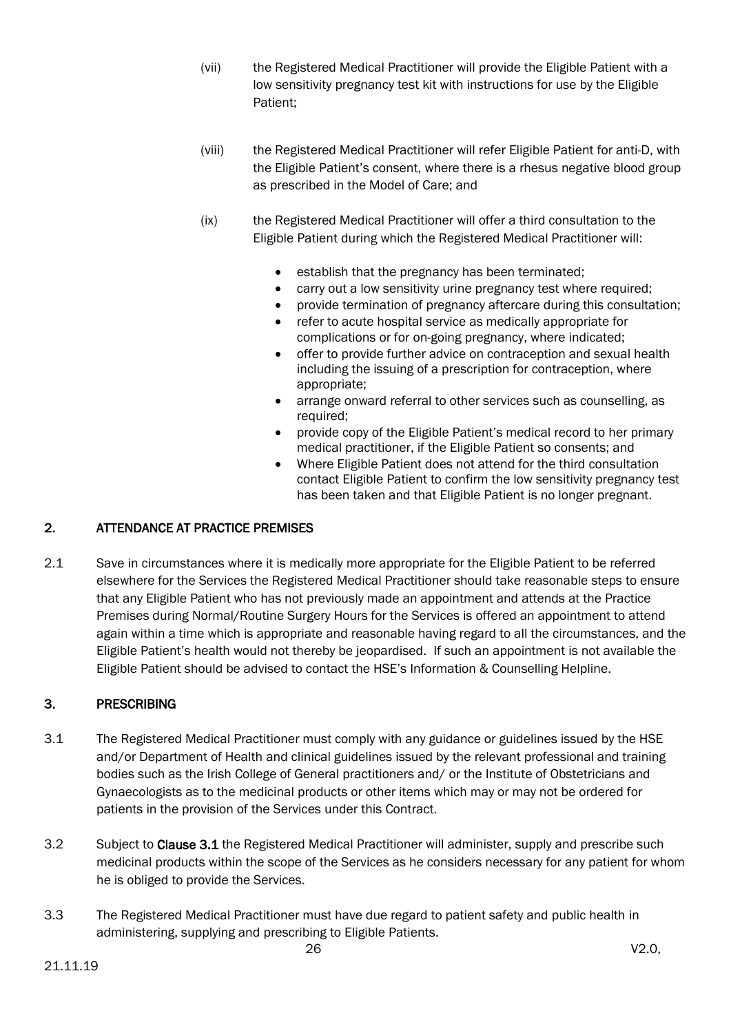(vii) the Registered Medical Practitioner will provide the Eligible Patient with a low sensitivity pregnancy test kit with instructions for use by the Eligible Patient;

(viii) the Registered Medical Practitioner will refer Eligible Patient for anti-D, with the Eligible Patient's consent, where there is a rhesus negative blood group as prescribed in the Model of Care; and

(ix) the Registered Medical Practitioner will offer a third consultation to the Eligible Patient during which the Registered Medical Practitioner will:

- establish that the pregnancy has been terminated;
- carry out a low sensitivity urine pregnancy test where required;
- provide termination of pregnancy aftercare during this consultation;
- refer to acute hospital service as medically appropriate for complications or for on-going pregnancy, where indicated;
- offer to provide further advice on contraception and sexual health including the issuing of a prescription for contraception, where appropriate;
- arrange onward referral to other services such as counselling, as required;
- provide copy of the Eligible Patient's medical record to her primary medical practitioner, if the Eligible Patient so consents; and
- Where Eligible Patient does not attend for the third consultation contact Eligible Patient to confirm the low sensitivity pregnancy test has been taken and that Eligible Patient is no longer pregnant.

## 2. ATTENDANCE AT PRACTICE PREMISES

2.1 Save in circumstances where it is medically more appropriate for the Eligible Patient to be referred elsewhere for the Services the Registered Medical Practitioner should take reasonable steps to ensure that any Eligible Patient who has not previously made an appointment and attends at the Practice Premises during Normal/Routine Surgery Hours for the Services is offered an appointment to attend again within a time which is appropriate and reasonable having regard to all the circumstances, and the Eligible Patient's health would not thereby be jeopardised. If such an appointment is not available the Eligible Patient should be advised to contact the HSE's Information & Counselling Helpline.

## 3. PRESCRIBING

3.1 The Registered Medical Practitioner must comply with any guidance or guidelines issued by the HSE and/or Department of Health and clinical guidelines issued by the relevant professional and training bodies such as the Irish College of General practitioners and/ or the Institute of Obstetricians and Gynaecologists as to the medicinal products or other items which may or may not be ordered for patients in the provision of the Services under this Contract.

3.2 Subject to **Clause 3.1** the Registered Medical Practitioner will administer, supply and prescribe such medicinal products within the scope of the Services as he considers necessary for any patient for whom he is obliged to provide the Services.

3.3 The Registered Medical Practitioner must have due regard to patient safety and public health in administering, supplying and prescribing to Eligible Patients.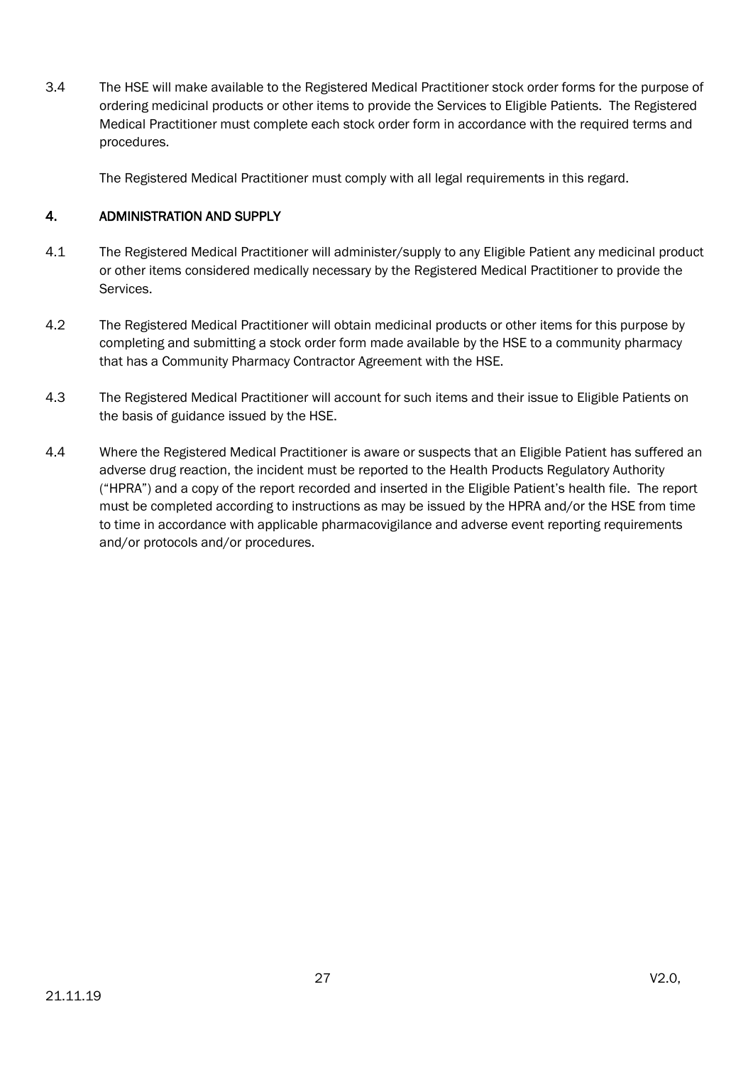3.4 The HSE will make available to the Registered Medical Practitioner stock order forms for the purpose of ordering medicinal products or other items to provide the Services to Eligible Patients. The Registered Medical Practitioner must complete each stock order form in accordance with the required terms and procedures.

The Registered Medical Practitioner must comply with all legal requirements in this regard.

## 4. ADMINISTRATION AND SUPPLY

4.1 The Registered Medical Practitioner will administer/supply to any Eligible Patient any medicinal product or other items considered medically necessary by the Registered Medical Practitioner to provide the Services.

4.2 The Registered Medical Practitioner will obtain medicinal products or other items for this purpose by completing and submitting a stock order form made available by the HSE to a community pharmacy that has a Community Pharmacy Contractor Agreement with the HSE.

4.3 The Registered Medical Practitioner will account for such items and their issue to Eligible Patients on the basis of guidance issued by the HSE.

4.4 Where the Registered Medical Practitioner is aware or suspects that an Eligible Patient has suffered an adverse drug reaction, the incident must be reported to the Health Products Regulatory Authority ("HPRA") and a copy of the report recorded and inserted in the Eligible Patient's health file. The report must be completed according to instructions as may be issued by the HPRA and/or the HSE from time to time in accordance with applicable pharmacovigilance and adverse event reporting requirements and/or protocols and/or procedures.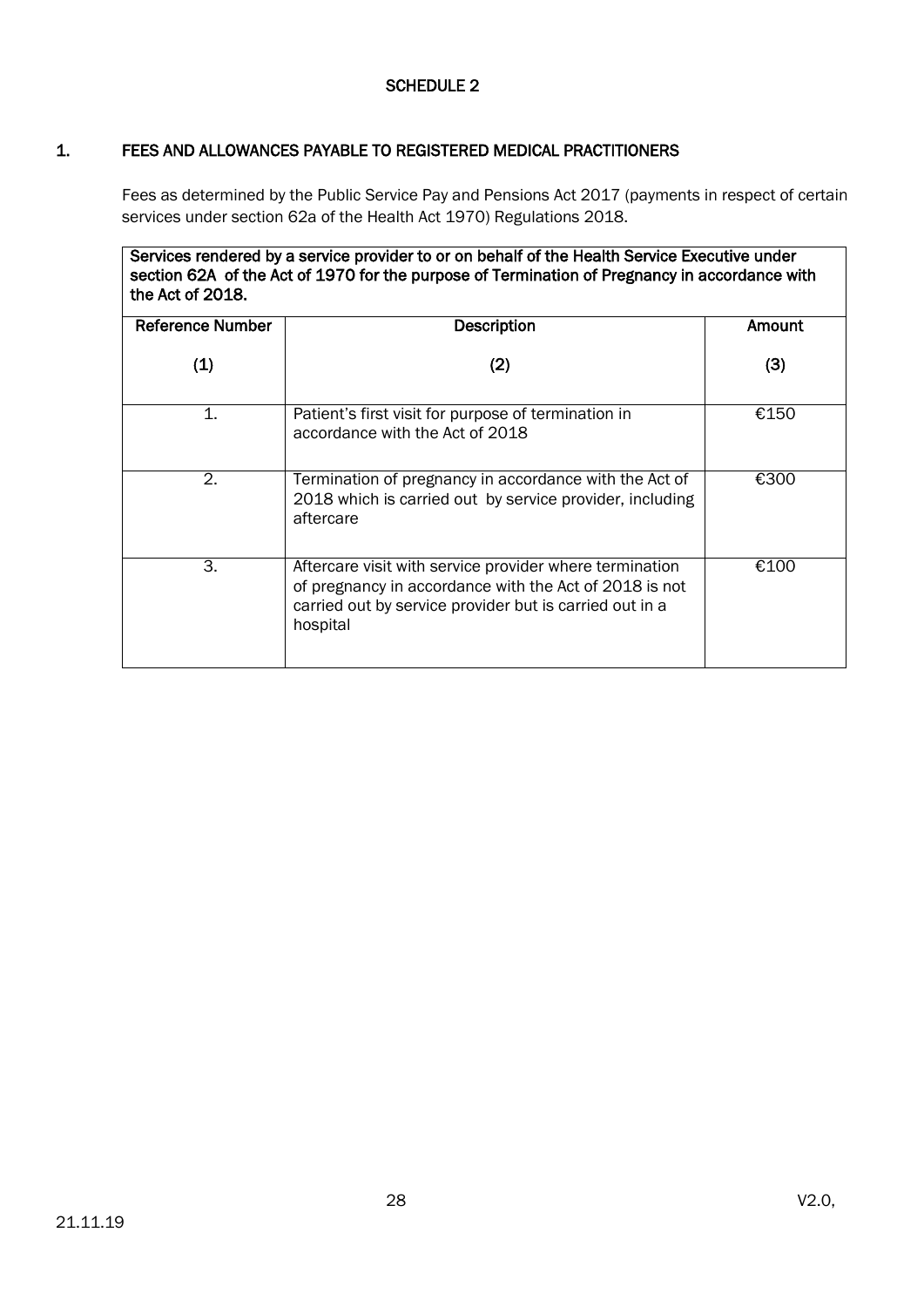## SCHEDULE 2

### 1. FEES AND ALLOWANCES PAYABLE TO REGISTERED MEDICAL PRACTITIONERS

Fees as determined by the Public Service Pay and Pensions Act 2017 (payments in respect of certain services under section 62a of the Health Act 1970) Regulations 2018.

| **Services rendered by a service provider to or on behalf of the Health Service Executive under section 62A of the Act of 1970 for the purpose of Termination of Pregnancy in accordance with the Act of 2018.** | | |
|---|---|---|
| **Reference Number** | **Description** | **Amount** |
| **(1)** | **(2)** | **(3)** |
| 1. | Patient's first visit for purpose of termination in accordance with the Act of 2018 | €150 |
| 2. | Termination of pregnancy in accordance with the Act of 2018 which is carried out by service provider, including aftercare | €300 |
| 3. | Aftercare visit with service provider where termination of pregnancy in accordance with the Act of 2018 is not carried out by service provider but is carried out in a hospital | €100 |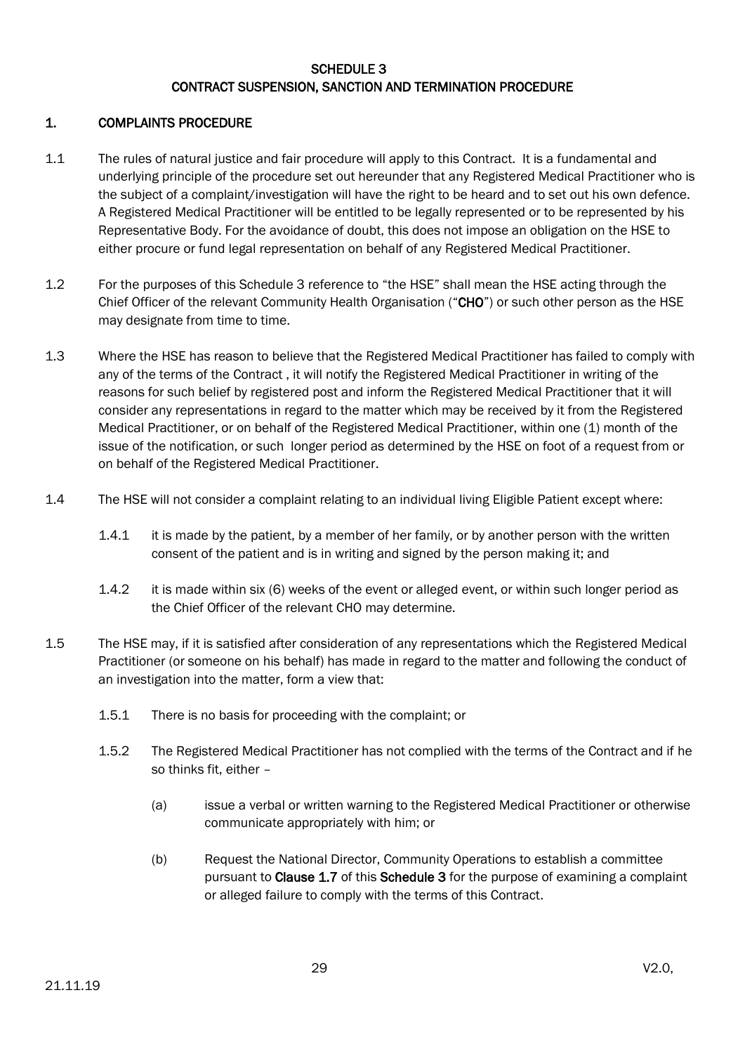# SCHEDULE 3
# CONTRACT SUSPENSION, SANCTION AND TERMINATION PROCEDURE

## 1. COMPLAINTS PROCEDURE

1.1 The rules of natural justice and fair procedure will apply to this Contract. It is a fundamental and underlying principle of the procedure set out hereunder that any Registered Medical Practitioner who is the subject of a complaint/investigation will have the right to be heard and to set out his own defence. A Registered Medical Practitioner will be entitled to be legally represented or to be represented by his Representative Body. For the avoidance of doubt, this does not impose an obligation on the HSE to either procure or fund legal representation on behalf of any Registered Medical Practitioner.

1.2 For the purposes of this Schedule 3 reference to "the HSE" shall mean the HSE acting through the Chief Officer of the relevant Community Health Organisation ("**CHO**") or such other person as the HSE may designate from time to time.

1.3 Where the HSE has reason to believe that the Registered Medical Practitioner has failed to comply with any of the terms of the Contract , it will notify the Registered Medical Practitioner in writing of the reasons for such belief by registered post and inform the Registered Medical Practitioner that it will consider any representations in regard to the matter which may be received by it from the Registered Medical Practitioner, or on behalf of the Registered Medical Practitioner, within one (1) month of the issue of the notification, or such longer period as determined by the HSE on foot of a request from or on behalf of the Registered Medical Practitioner.

1.4 The HSE will not consider a complaint relating to an individual living Eligible Patient except where:

1.4.1 it is made by the patient, by a member of her family, or by another person with the written consent of the patient and is in writing and signed by the person making it; and

1.4.2 it is made within six (6) weeks of the event or alleged event, or within such longer period as the Chief Officer of the relevant CHO may determine.

1.5 The HSE may, if it is satisfied after consideration of any representations which the Registered Medical Practitioner (or someone on his behalf) has made in regard to the matter and following the conduct of an investigation into the matter, form a view that:

1.5.1 There is no basis for proceeding with the complaint; or

1.5.2 The Registered Medical Practitioner has not complied with the terms of the Contract and if he so thinks fit, either –

(a) issue a verbal or written warning to the Registered Medical Practitioner or otherwise communicate appropriately with him; or

(b) Request the National Director, Community Operations to establish a committee pursuant to **Clause 1.7** of this **Schedule 3** for the purpose of examining a complaint or alleged failure to comply with the terms of this Contract.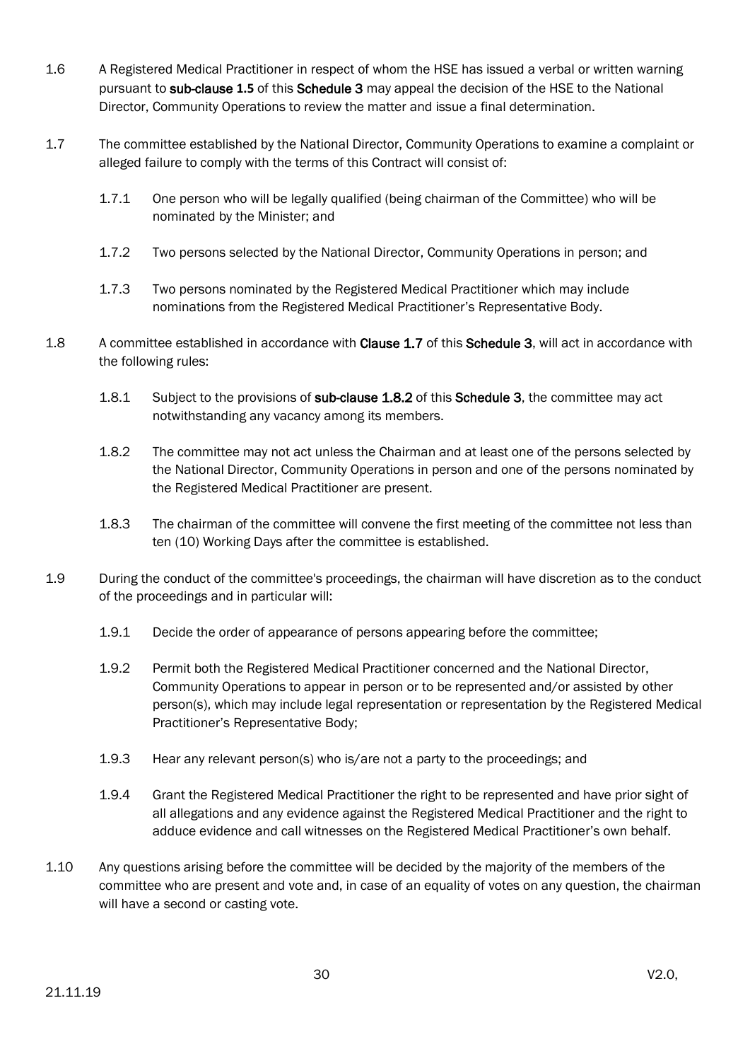1.6 A Registered Medical Practitioner in respect of whom the HSE has issued a verbal or written warning pursuant to **sub-clause 1.5** of this **Schedule 3** may appeal the decision of the HSE to the National Director, Community Operations to review the matter and issue a final determination.

1.7 The committee established by the National Director, Community Operations to examine a complaint or alleged failure to comply with the terms of this Contract will consist of:

1.7.1 One person who will be legally qualified (being chairman of the Committee) who will be nominated by the Minister; and

1.7.2 Two persons selected by the National Director, Community Operations in person; and

1.7.3 Two persons nominated by the Registered Medical Practitioner which may include nominations from the Registered Medical Practitioner's Representative Body.

1.8 A committee established in accordance with **Clause 1.7** of this **Schedule 3**, will act in accordance with the following rules:

1.8.1 Subject to the provisions of **sub-clause 1.8.2** of this **Schedule 3**, the committee may act notwithstanding any vacancy among its members.

1.8.2 The committee may not act unless the Chairman and at least one of the persons selected by the National Director, Community Operations in person and one of the persons nominated by the Registered Medical Practitioner are present.

1.8.3 The chairman of the committee will convene the first meeting of the committee not less than ten (10) Working Days after the committee is established.

1.9 During the conduct of the committee's proceedings, the chairman will have discretion as to the conduct of the proceedings and in particular will:

1.9.1 Decide the order of appearance of persons appearing before the committee;

1.9.2 Permit both the Registered Medical Practitioner concerned and the National Director, Community Operations to appear in person or to be represented and/or assisted by other person(s), which may include legal representation or representation by the Registered Medical Practitioner's Representative Body;

1.9.3 Hear any relevant person(s) who is/are not a party to the proceedings; and

1.9.4 Grant the Registered Medical Practitioner the right to be represented and have prior sight of all allegations and any evidence against the Registered Medical Practitioner and the right to adduce evidence and call witnesses on the Registered Medical Practitioner's own behalf.

1.10 Any questions arising before the committee will be decided by the majority of the members of the committee who are present and vote and, in case of an equality of votes on any question, the chairman will have a second or casting vote.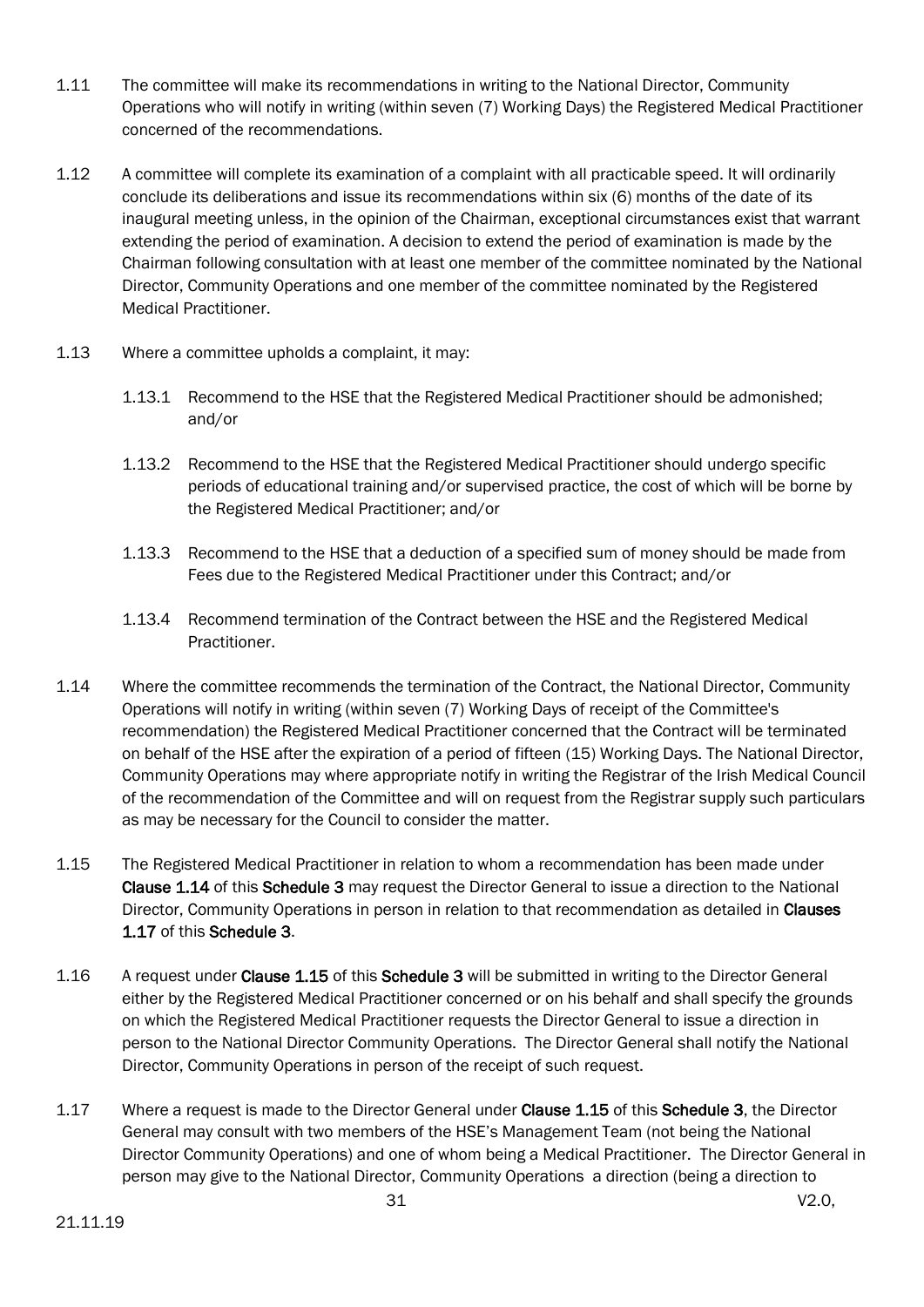1.11 The committee will make its recommendations in writing to the National Director, Community Operations who will notify in writing (within seven (7) Working Days) the Registered Medical Practitioner concerned of the recommendations.

1.12 A committee will complete its examination of a complaint with all practicable speed. It will ordinarily conclude its deliberations and issue its recommendations within six (6) months of the date of its inaugural meeting unless, in the opinion of the Chairman, exceptional circumstances exist that warrant extending the period of examination. A decision to extend the period of examination is made by the Chairman following consultation with at least one member of the committee nominated by the National Director, Community Operations and one member of the committee nominated by the Registered Medical Practitioner.

1.13 Where a committee upholds a complaint, it may:

1.13.1 Recommend to the HSE that the Registered Medical Practitioner should be admonished; and/or

1.13.2 Recommend to the HSE that the Registered Medical Practitioner should undergo specific periods of educational training and/or supervised practice, the cost of which will be borne by the Registered Medical Practitioner; and/or

1.13.3 Recommend to the HSE that a deduction of a specified sum of money should be made from Fees due to the Registered Medical Practitioner under this Contract; and/or

1.13.4 Recommend termination of the Contract between the HSE and the Registered Medical Practitioner.

1.14 Where the committee recommends the termination of the Contract, the National Director, Community Operations will notify in writing (within seven (7) Working Days of receipt of the Committee's recommendation) the Registered Medical Practitioner concerned that the Contract will be terminated on behalf of the HSE after the expiration of a period of fifteen (15) Working Days. The National Director, Community Operations may where appropriate notify in writing the Registrar of the Irish Medical Council of the recommendation of the Committee and will on request from the Registrar supply such particulars as may be necessary for the Council to consider the matter.

1.15 The Registered Medical Practitioner in relation to whom a recommendation has been made under **Clause 1.14** of this **Schedule 3** may request the Director General to issue a direction to the National Director, Community Operations in person in relation to that recommendation as detailed in **Clauses 1.17** of this **Schedule 3**.

1.16 A request under **Clause 1.15** of this **Schedule 3** will be submitted in writing to the Director General either by the Registered Medical Practitioner concerned or on his behalf and shall specify the grounds on which the Registered Medical Practitioner requests the Director General to issue a direction in person to the National Director Community Operations. The Director General shall notify the National Director, Community Operations in person of the receipt of such request.

1.17 Where a request is made to the Director General under **Clause 1.15** of this **Schedule 3**, the Director General may consult with two members of the HSE's Management Team (not being the National Director Community Operations) and one of whom being a Medical Practitioner. The Director General in person may give to the National Director, Community Operations a direction (being a direction to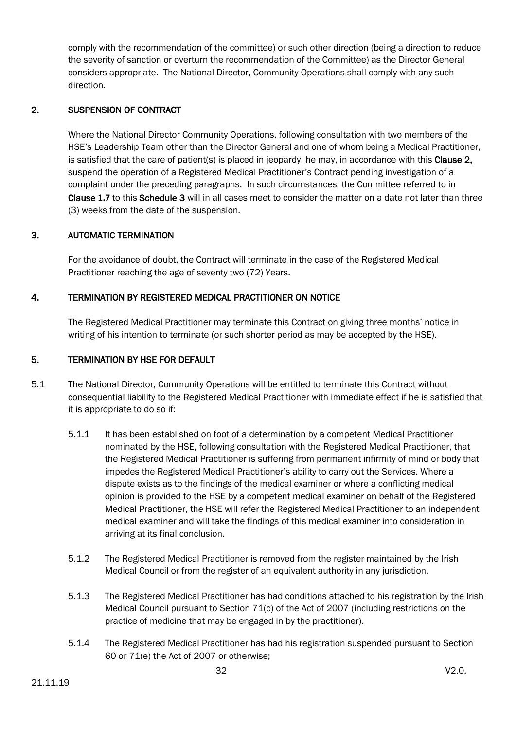comply with the recommendation of the committee) or such other direction (being a direction to reduce the severity of sanction or overturn the recommendation of the Committee) as the Director General considers appropriate. The National Director, Community Operations shall comply with any such direction.

## 2. SUSPENSION OF CONTRACT

Where the National Director Community Operations, following consultation with two members of the HSE's Leadership Team other than the Director General and one of whom being a Medical Practitioner, is satisfied that the care of patient(s) is placed in jeopardy, he may, in accordance with this **Clause 2,** suspend the operation of a Registered Medical Practitioner's Contract pending investigation of a complaint under the preceding paragraphs. In such circumstances, the Committee referred to in **Clause 1.7** to this **Schedule 3** will in all cases meet to consider the matter on a date not later than three (3) weeks from the date of the suspension.

## 3. AUTOMATIC TERMINATION

For the avoidance of doubt, the Contract will terminate in the case of the Registered Medical Practitioner reaching the age of seventy two (72) Years.

## 4. TERMINATION BY REGISTERED MEDICAL PRACTITIONER ON NOTICE

The Registered Medical Practitioner may terminate this Contract on giving three months' notice in writing of his intention to terminate (or such shorter period as may be accepted by the HSE).

## 5. TERMINATION BY HSE FOR DEFAULT

5.1 The National Director, Community Operations will be entitled to terminate this Contract without consequential liability to the Registered Medical Practitioner with immediate effect if he is satisfied that it is appropriate to do so if:

5.1.1 It has been established on foot of a determination by a competent Medical Practitioner nominated by the HSE, following consultation with the Registered Medical Practitioner, that the Registered Medical Practitioner is suffering from permanent infirmity of mind or body that impedes the Registered Medical Practitioner's ability to carry out the Services. Where a dispute exists as to the findings of the medical examiner or where a conflicting medical opinion is provided to the HSE by a competent medical examiner on behalf of the Registered Medical Practitioner, the HSE will refer the Registered Medical Practitioner to an independent medical examiner and will take the findings of this medical examiner into consideration in arriving at its final conclusion.

5.1.2 The Registered Medical Practitioner is removed from the register maintained by the Irish Medical Council or from the register of an equivalent authority in any jurisdiction.

5.1.3 The Registered Medical Practitioner has had conditions attached to his registration by the Irish Medical Council pursuant to Section 71(c) of the Act of 2007 (including restrictions on the practice of medicine that may be engaged in by the practitioner).

5.1.4 The Registered Medical Practitioner has had his registration suspended pursuant to Section 60 or 71(e) the Act of 2007 or otherwise;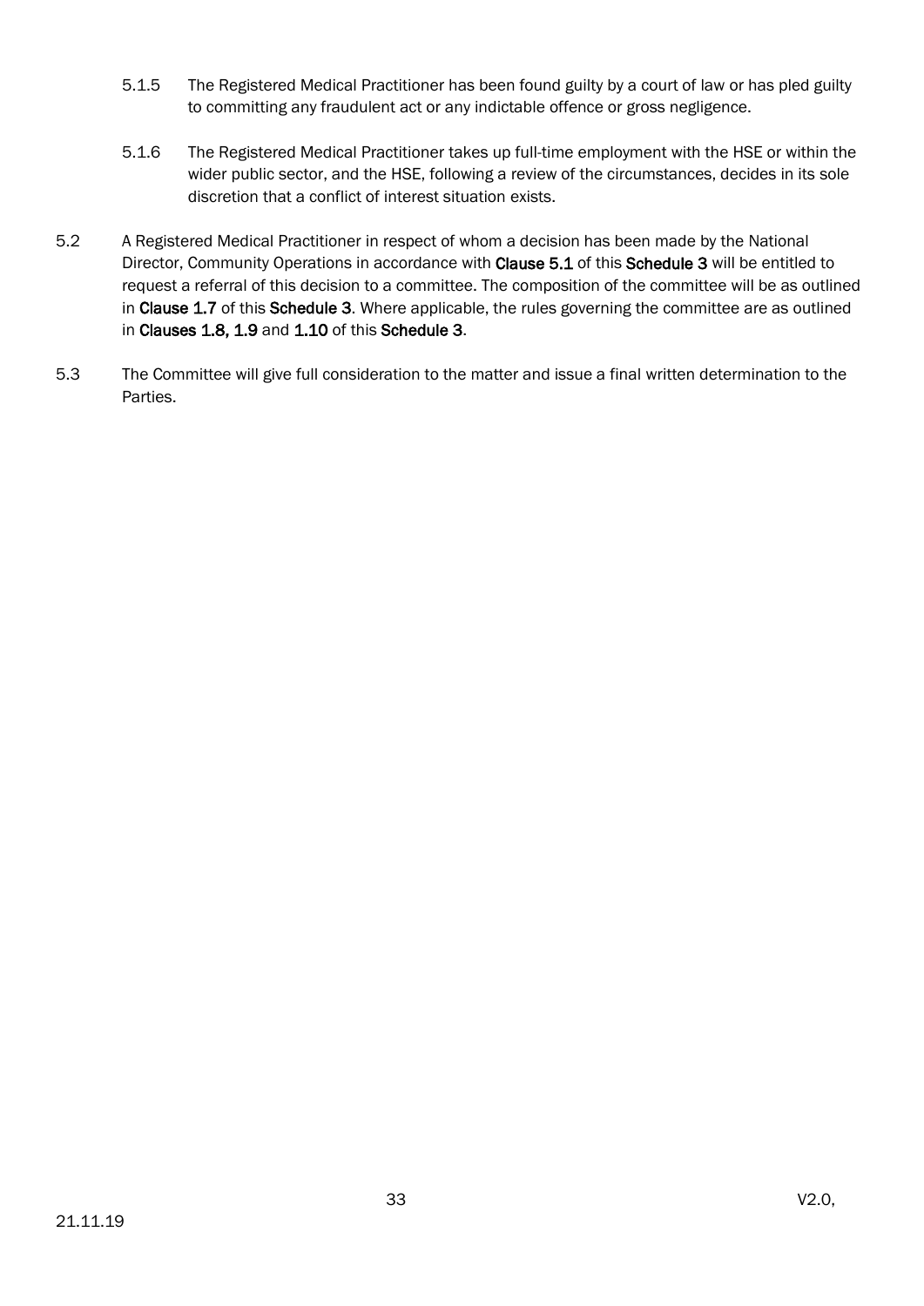5.1.5 The Registered Medical Practitioner has been found guilty by a court of law or has pled guilty to committing any fraudulent act or any indictable offence or gross negligence.

5.1.6 The Registered Medical Practitioner takes up full-time employment with the HSE or within the wider public sector, and the HSE, following a review of the circumstances, decides in its sole discretion that a conflict of interest situation exists.

5.2 A Registered Medical Practitioner in respect of whom a decision has been made by the National Director, Community Operations in accordance with **Clause 5.1** of this **Schedule 3** will be entitled to request a referral of this decision to a committee. The composition of the committee will be as outlined in **Clause 1.7** of this **Schedule 3**. Where applicable, the rules governing the committee are as outlined in **Clauses 1.8, 1.9** and **1.10** of this **Schedule 3**.

5.3 The Committee will give full consideration to the matter and issue a final written determination to the Parties.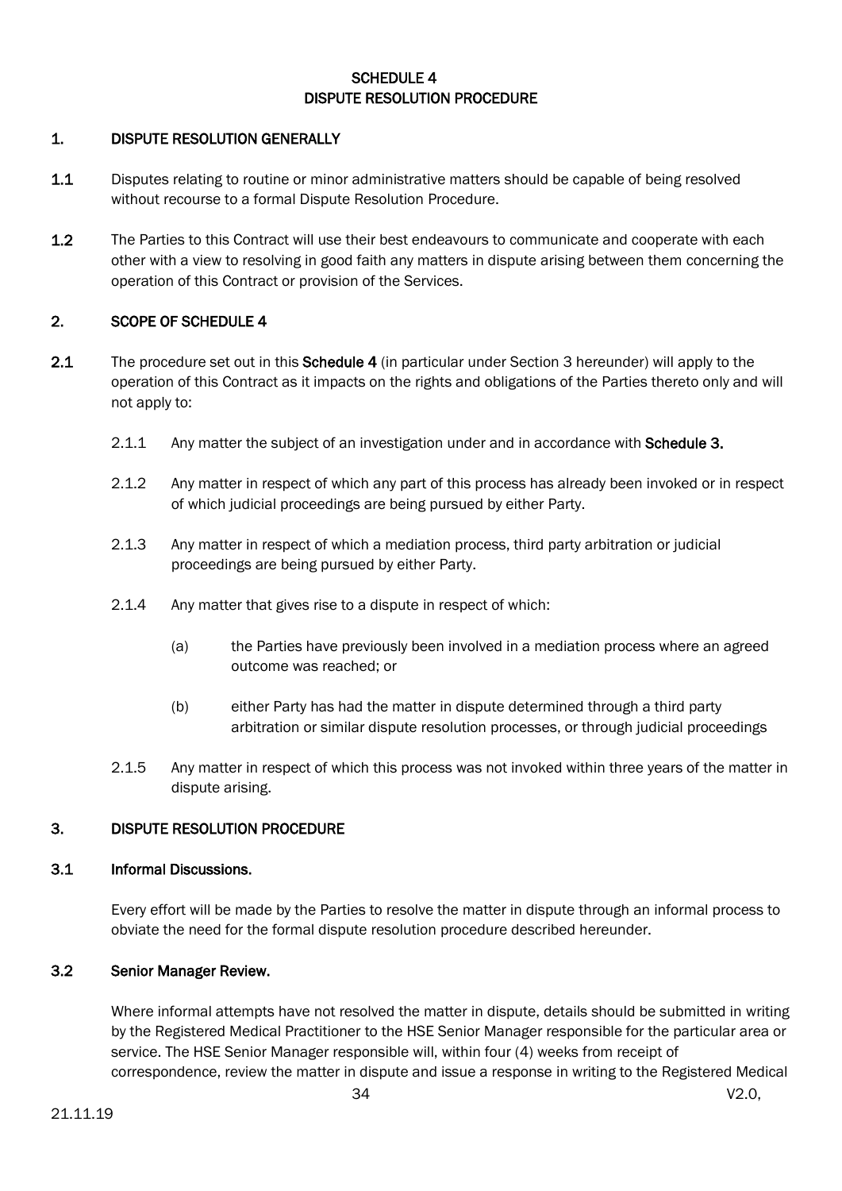# SCHEDULE 4
# DISPUTE RESOLUTION PROCEDURE

## 1. DISPUTE RESOLUTION GENERALLY

**1.1** Disputes relating to routine or minor administrative matters should be capable of being resolved without recourse to a formal Dispute Resolution Procedure.

**1.2** The Parties to this Contract will use their best endeavours to communicate and cooperate with each other with a view to resolving in good faith any matters in dispute arising between them concerning the operation of this Contract or provision of the Services.

## 2. SCOPE OF SCHEDULE 4

**2.1** The procedure set out in this **Schedule 4** (in particular under Section 3 hereunder) will apply to the operation of this Contract as it impacts on the rights and obligations of the Parties thereto only and will not apply to:

2.1.1 Any matter the subject of an investigation under and in accordance with **Schedule 3.**

2.1.2 Any matter in respect of which any part of this process has already been invoked or in respect of which judicial proceedings are being pursued by either Party.

2.1.3 Any matter in respect of which a mediation process, third party arbitration or judicial proceedings are being pursued by either Party.

2.1.4 Any matter that gives rise to a dispute in respect of which:

(a) the Parties have previously been involved in a mediation process where an agreed outcome was reached; or

(b) either Party has had the matter in dispute determined through a third party arbitration or similar dispute resolution processes, or through judicial proceedings

2.1.5 Any matter in respect of which this process was not invoked within three years of the matter in dispute arising.

## 3. DISPUTE RESOLUTION PROCEDURE

### 3.1 Informal Discussions.

Every effort will be made by the Parties to resolve the matter in dispute through an informal process to obviate the need for the formal dispute resolution procedure described hereunder.

### 3.2 Senior Manager Review.

Where informal attempts have not resolved the matter in dispute, details should be submitted in writing by the Registered Medical Practitioner to the HSE Senior Manager responsible for the particular area or service. The HSE Senior Manager responsible will, within four (4) weeks from receipt of correspondence, review the matter in dispute and issue a response in writing to the Registered Medical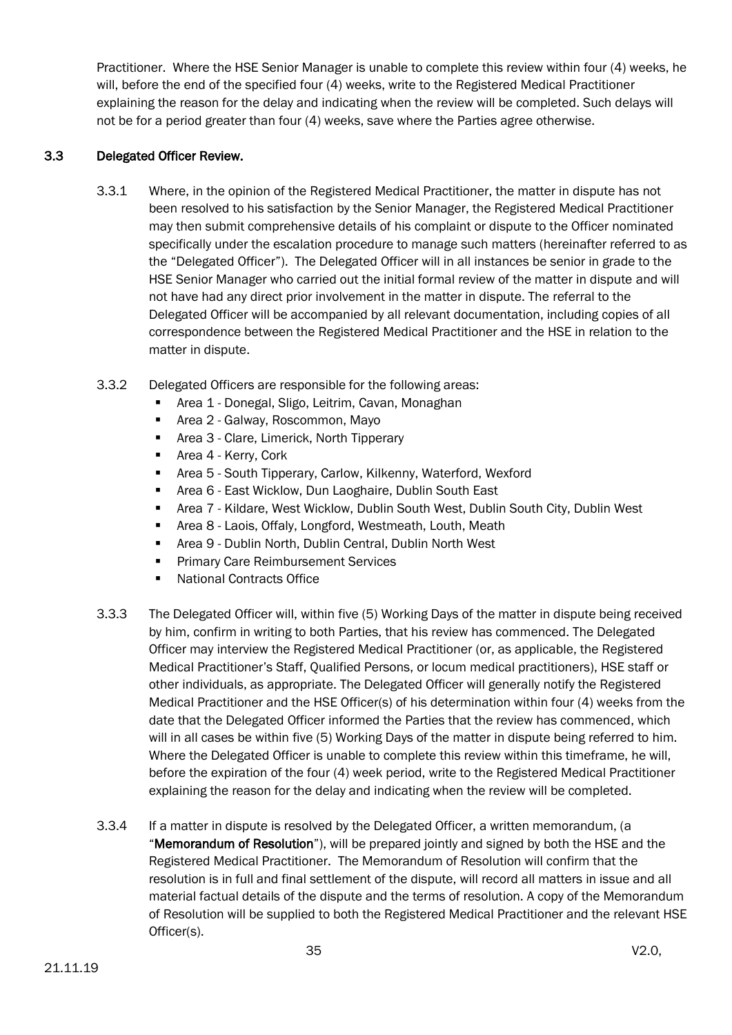Practitioner. Where the HSE Senior Manager is unable to complete this review within four (4) weeks, he will, before the end of the specified four (4) weeks, write to the Registered Medical Practitioner explaining the reason for the delay and indicating when the review will be completed. Such delays will not be for a period greater than four (4) weeks, save where the Parties agree otherwise.

### 3.3 Delegated Officer Review.

3.3.1 Where, in the opinion of the Registered Medical Practitioner, the matter in dispute has not been resolved to his satisfaction by the Senior Manager, the Registered Medical Practitioner may then submit comprehensive details of his complaint or dispute to the Officer nominated specifically under the escalation procedure to manage such matters (hereinafter referred to as the "Delegated Officer"). The Delegated Officer will in all instances be senior in grade to the HSE Senior Manager who carried out the initial formal review of the matter in dispute and will not have had any direct prior involvement in the matter in dispute. The referral to the Delegated Officer will be accompanied by all relevant documentation, including copies of all correspondence between the Registered Medical Practitioner and the HSE in relation to the matter in dispute.

3.3.2 Delegated Officers are responsible for the following areas:

- Area 1 - Donegal, Sligo, Leitrim, Cavan, Monaghan
- Area 2 - Galway, Roscommon, Mayo
- Area 3 - Clare, Limerick, North Tipperary
- Area 4 - Kerry, Cork
- Area 5 - South Tipperary, Carlow, Kilkenny, Waterford, Wexford
- Area 6 - East Wicklow, Dun Laoghaire, Dublin South East
- Area 7 - Kildare, West Wicklow, Dublin South West, Dublin South City, Dublin West
- Area 8 - Laois, Offaly, Longford, Westmeath, Louth, Meath
- Area 9 - Dublin North, Dublin Central, Dublin North West
- Primary Care Reimbursement Services
- National Contracts Office

3.3.3 The Delegated Officer will, within five (5) Working Days of the matter in dispute being received by him, confirm in writing to both Parties, that his review has commenced. The Delegated Officer may interview the Registered Medical Practitioner (or, as applicable, the Registered Medical Practitioner's Staff, Qualified Persons, or locum medical practitioners), HSE staff or other individuals, as appropriate. The Delegated Officer will generally notify the Registered Medical Practitioner and the HSE Officer(s) of his determination within four (4) weeks from the date that the Delegated Officer informed the Parties that the review has commenced, which will in all cases be within five (5) Working Days of the matter in dispute being referred to him. Where the Delegated Officer is unable to complete this review within this timeframe, he will, before the expiration of the four (4) week period, write to the Registered Medical Practitioner explaining the reason for the delay and indicating when the review will be completed.

3.3.4 If a matter in dispute is resolved by the Delegated Officer, a written memorandum, (a "**Memorandum of Resolution**"), will be prepared jointly and signed by both the HSE and the Registered Medical Practitioner. The Memorandum of Resolution will confirm that the resolution is in full and final settlement of the dispute, will record all matters in issue and all material factual details of the dispute and the terms of resolution. A copy of the Memorandum of Resolution will be supplied to both the Registered Medical Practitioner and the relevant HSE Officer(s).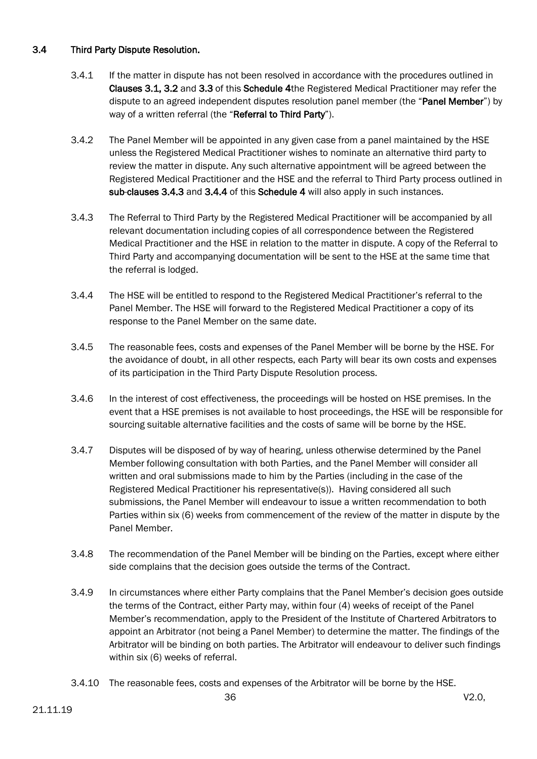### 3.4 Third Party Dispute Resolution.

3.4.1 If the matter in dispute has not been resolved in accordance with the procedures outlined in **Clauses 3.1, 3.2** and **3.3** of this **Schedule 4**the Registered Medical Practitioner may refer the dispute to an agreed independent disputes resolution panel member (the "**Panel Member**") by way of a written referral (the "**Referral to Third Party**").

3.4.2 The Panel Member will be appointed in any given case from a panel maintained by the HSE unless the Registered Medical Practitioner wishes to nominate an alternative third party to review the matter in dispute. Any such alternative appointment will be agreed between the Registered Medical Practitioner and the HSE and the referral to Third Party process outlined in **sub-clauses 3.4.3** and **3.4.4** of this **Schedule 4** will also apply in such instances.

3.4.3 The Referral to Third Party by the Registered Medical Practitioner will be accompanied by all relevant documentation including copies of all correspondence between the Registered Medical Practitioner and the HSE in relation to the matter in dispute. A copy of the Referral to Third Party and accompanying documentation will be sent to the HSE at the same time that the referral is lodged.

3.4.4 The HSE will be entitled to respond to the Registered Medical Practitioner's referral to the Panel Member. The HSE will forward to the Registered Medical Practitioner a copy of its response to the Panel Member on the same date.

3.4.5 The reasonable fees, costs and expenses of the Panel Member will be borne by the HSE. For the avoidance of doubt, in all other respects, each Party will bear its own costs and expenses of its participation in the Third Party Dispute Resolution process.

3.4.6 In the interest of cost effectiveness, the proceedings will be hosted on HSE premises. In the event that a HSE premises is not available to host proceedings, the HSE will be responsible for sourcing suitable alternative facilities and the costs of same will be borne by the HSE.

3.4.7 Disputes will be disposed of by way of hearing, unless otherwise determined by the Panel Member following consultation with both Parties, and the Panel Member will consider all written and oral submissions made to him by the Parties (including in the case of the Registered Medical Practitioner his representative(s)). Having considered all such submissions, the Panel Member will endeavour to issue a written recommendation to both Parties within six (6) weeks from commencement of the review of the matter in dispute by the Panel Member.

3.4.8 The recommendation of the Panel Member will be binding on the Parties, except where either side complains that the decision goes outside the terms of the Contract.

3.4.9 In circumstances where either Party complains that the Panel Member's decision goes outside the terms of the Contract, either Party may, within four (4) weeks of receipt of the Panel Member's recommendation, apply to the President of the Institute of Chartered Arbitrators to appoint an Arbitrator (not being a Panel Member) to determine the matter. The findings of the Arbitrator will be binding on both parties. The Arbitrator will endeavour to deliver such findings within six (6) weeks of referral.

3.4.10 The reasonable fees, costs and expenses of the Arbitrator will be borne by the HSE.